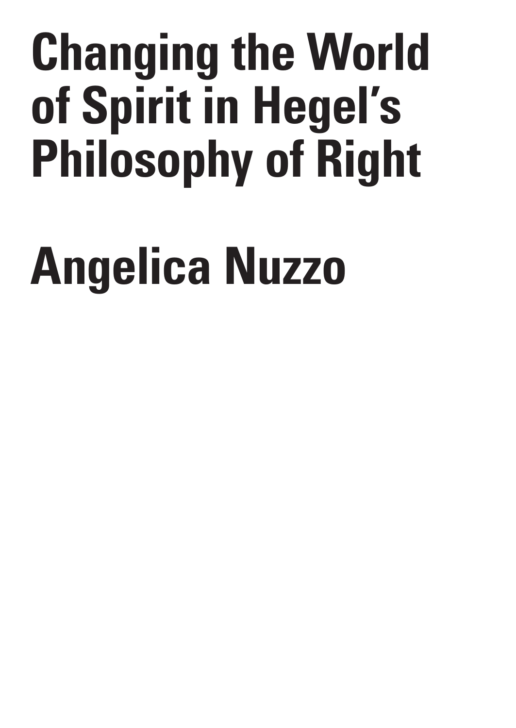# Changing the World of Spirit in Hegel's Philosophy of Right

## Angelica Nuzzo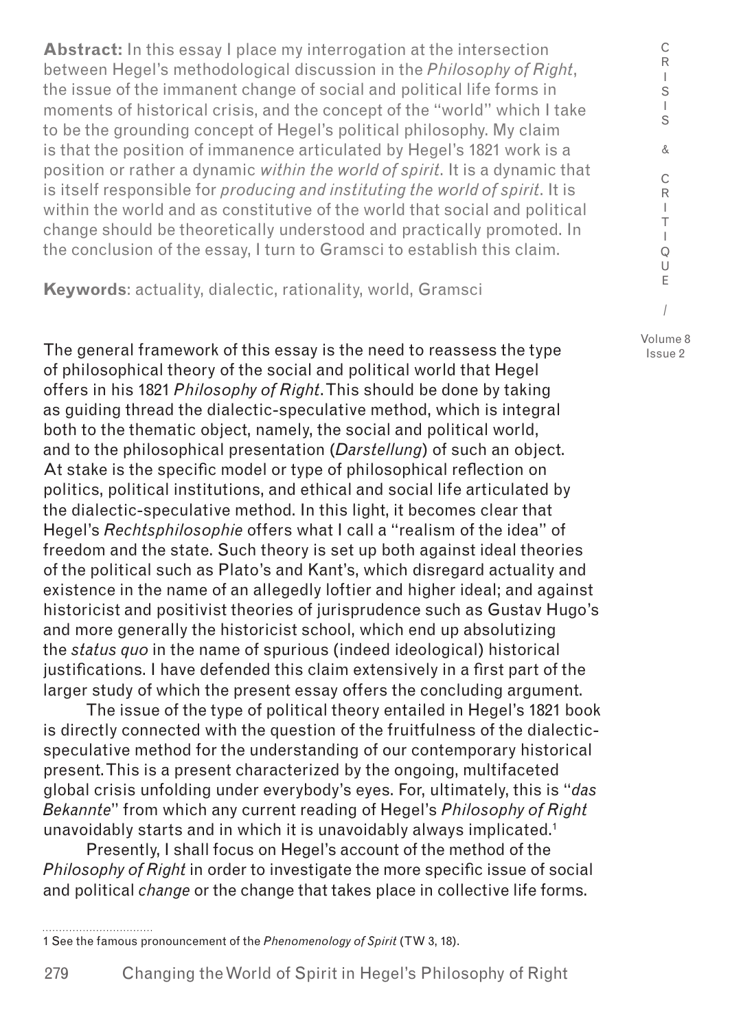**Abstract:** In this essay I place my interrogation at the intersection between Hegel's methodological discussion in the *Philosophy of Right*, the issue of the immanent change of social and political life forms in moments of historical crisis, and the concept of the "world" which I take to be the grounding concept of Hegel's political philosophy. My claim is that the position of immanence articulated by Hegel's 1821 work is a position or rather a dynamic *within the world of spirit*. It is a dynamic that is itself responsible for *producing and instituting the world of spirit*. It is within the world and as constitutive of the world that social and political change should be theoretically understood and practically promoted. In the conclusion of the essay, I turn to Gramsci to establish this claim.

**Keywords**: actuality, dialectic, rationality, world, Gramsci

The general framework of this essay is the need to reassess the type of philosophical theory of the social and political world that Hegel offers in his 1821 *Philosophy of Right*. This should be done by taking as guiding thread the dialectic-speculative method, which is integral both to the thematic object, namely, the social and political world, and to the philosophical presentation (*Darstellung*) of such an object. At stake is the specific model or type of philosophical reflection on politics, political institutions, and ethical and social life articulated by the dialectic-speculative method. In this light, it becomes clear that Hegel's *Rechtsphilosophie* offers what I call a "realism of the idea" of freedom and the state. Such theory is set up both against ideal theories of the political such as Plato's and Kant's, which disregard actuality and existence in the name of an allegedly loftier and higher ideal; and against historicist and positivist theories of jurisprudence such as Gustav Hugo's and more generally the historicist school, which end up absolutizing the *status quo* in the name of spurious (indeed ideological) historical justifications. I have defended this claim extensively in a first part of the larger study of which the present essay offers the concluding argument.

The issue of the type of political theory entailed in Hegel's 1821 book is directly connected with the question of the fruitfulness of the dialectic-speculative method for the understanding of our contemporary historical present. This is a present characterized by the ongoing, multifaceted global crisis unfolding under everybody's eyes. For, ultimately, this is "*das Bekannte*" from which any current reading of Hegel's *Philosophy of Right* unavoidably starts and in which it is unavoidably always implicated.[1]

Presently, I shall focus on Hegel's account of the method of the *Philosophy of Right* in order to investigate the more specific issue of social and political *change* or the change that takes place in collective life forms.

[1] See the famous pronouncement of the *Phenomenology of Spirit* (TW 3, 18).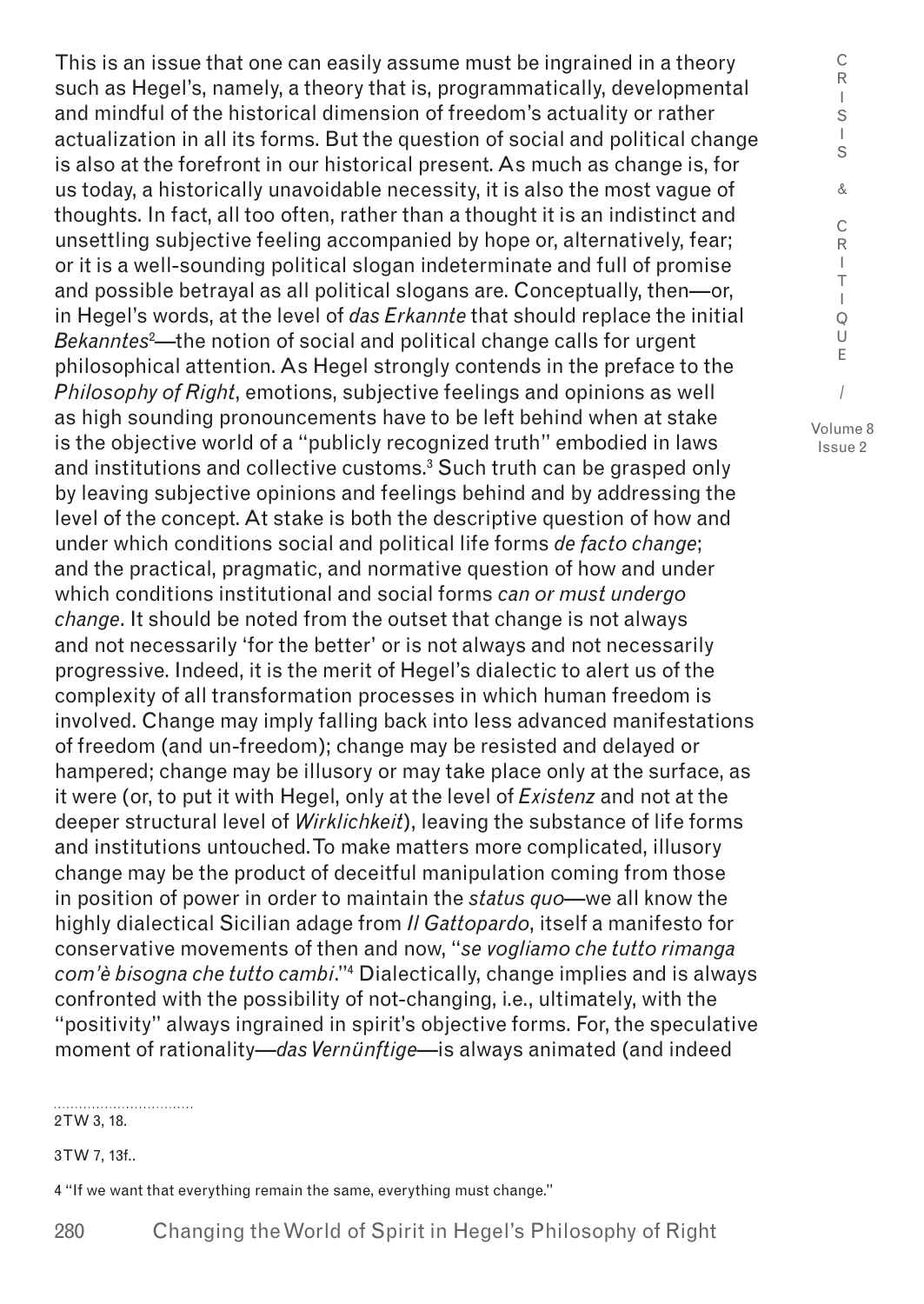This is an issue that one can easily assume must be ingrained in a theory such as Hegel's, namely, a theory that is, programmatically, developmental and mindful of the historical dimension of freedom's actuality or rather actualization in all its forms. But the question of social and political change is also at the forefront in our historical present. As much as change is, for us today, a historically unavoidable necessity, it is also the most vague of thoughts. In fact, all too often, rather than a thought it is an indistinct and unsettling subjective feeling accompanied by hope or, alternatively, fear; or it is a well-sounding political slogan indeterminate and full of promise and possible betrayal as all political slogans are. Conceptually, then—or, in Hegel's words, at the level of *das Erkannte* that should replace the initial *Bekanntes*[2]—the notion of social and political change calls for urgent philosophical attention. As Hegel strongly contends in the preface to the *Philosophy of Right*, emotions, subjective feelings and opinions as well as high sounding pronouncements have to be left behind when at stake is the objective world of a "publicly recognized truth" embodied in laws and institutions and collective customs.[3] Such truth can be grasped only by leaving subjective opinions and feelings behind and by addressing the level of the concept. At stake is both the descriptive question of how and under which conditions social and political life forms *de facto change*; and the practical, pragmatic, and normative question of how and under which conditions institutional and social forms *can or must undergo change*. It should be noted from the outset that change is not always and not necessarily 'for the better' or is not always and not necessarily progressive. Indeed, it is the merit of Hegel's dialectic to alert us of the complexity of all transformation processes in which human freedom is involved. Change may imply falling back into less advanced manifestations of freedom (and un-freedom); change may be resisted and delayed or hampered; change may be illusory or may take place only at the surface, as it were (or, to put it with Hegel, only at the level of *Existenz* and not at the deeper structural level of *Wirklichkeit*), leaving the substance of life forms and institutions untouched. To make matters more complicated, illusory change may be the product of deceitful manipulation coming from those in position of power in order to maintain the *status quo*—we all know the highly dialectical Sicilian adage from *Il Gattopardo*, itself a manifesto for conservative movements of then and now, "*se vogliamo che tutto rimanga com'è bisogna che tutto cambi*."[4] Dialectically, change implies and is always confronted with the possibility of not-changing, i.e., ultimately, with the "positivity" always ingrained in spirit's objective forms. For, the speculative moment of rationality—*das Vernünftige*—is always animated (and indeed

2 TW 3, 18.

3 TW 7, 13f..

4 "If we want that everything remain the same, everything must change."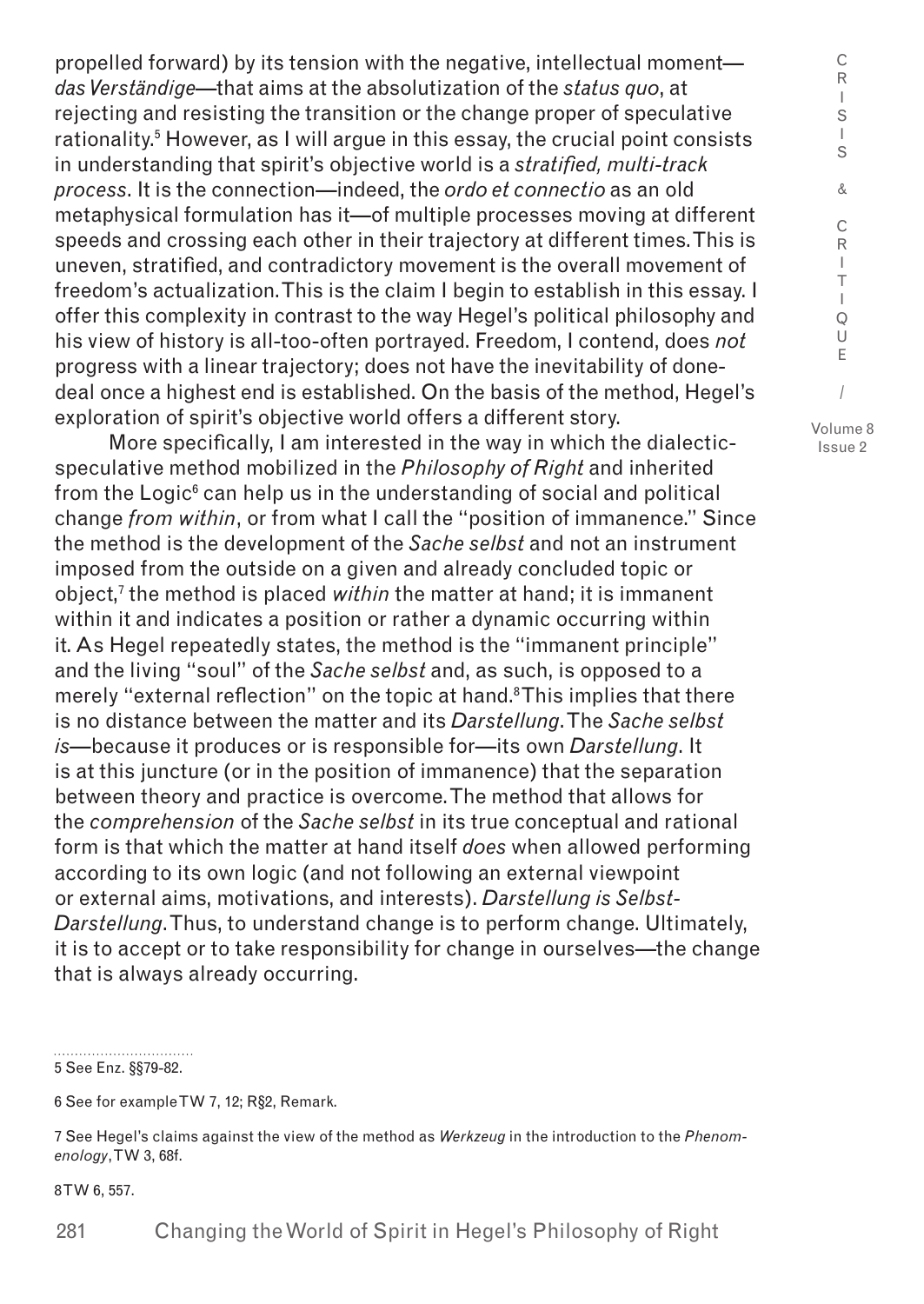propelled forward) by its tension with the negative, intellectual moment—*das Verständige*—that aims at the absolutization of the *status quo*, at rejecting and resisting the transition or the change proper of speculative rationality.[5] However, as I will argue in this essay, the crucial point consists in understanding that spirit's objective world is a *stratified, multi-track process*. It is the connection—indeed, the *ordo et connectio* as an old metaphysical formulation has it—of multiple processes moving at different speeds and crossing each other in their trajectory at different times. This is uneven, stratified, and contradictory movement is the overall movement of freedom's actualization. This is the claim I begin to establish in this essay. I offer this complexity in contrast to the way Hegel's political philosophy and his view of history is all-too-often portrayed. Freedom, I contend, does *not* progress with a linear trajectory; does not have the inevitability of done-deal once a highest end is established. On the basis of the method, Hegel's exploration of spirit's objective world offers a different story.

More specifically, I am interested in the way in which the dialectic-speculative method mobilized in the *Philosophy of Right* and inherited from the Logic[6] can help us in the understanding of social and political change *from within*, or from what I call the "position of immanence." Since the method is the development of the *Sache selbst* and not an instrument imposed from the outside on a given and already concluded topic or object,[7] the method is placed *within* the matter at hand; it is immanent within it and indicates a position or rather a dynamic occurring within it. As Hegel repeatedly states, the method is the "immanent principle" and the living "soul" of the *Sache selbst* and, as such, is opposed to a merely "external reflection" on the topic at hand.[8] This implies that there is no distance between the matter and its *Darstellung*. The *Sache selbst* *is*—because it produces or is responsible for—its own *Darstellung*. It is at this juncture (or in the position of immanence) that the separation between theory and practice is overcome. The method that allows for the *comprehension* of the *Sache selbst* in its true conceptual and rational form is that which the matter at hand itself *does* when allowed performing according to its own logic (and not following an external viewpoint or external aims, motivations, and interests). *Darstellung is Selbst-Darstellung*. Thus, to understand change is to perform change. Ultimately, it is to accept or to take responsibility for change in ourselves—the change that is always already occurring.

5 See Enz. §§79-82.

6 See for example TW 7, 12; R§2, Remark.

7 See Hegel's claims against the view of the method as *Werkzeug* in the introduction to the *Phenomenology*, TW 3, 68f.

8 TW 6, 557.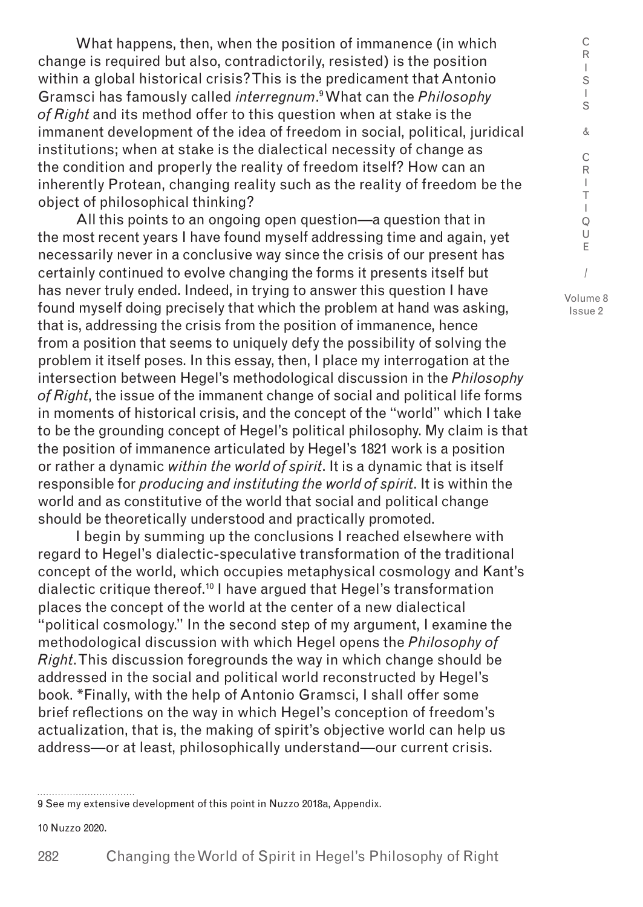What happens, then, when the position of immanence (in which change is required but also, contradictorily, resisted) is the position within a global historical crisis? This is the predicament that Antonio Gramsci has famously called *interregnum*.[9] What can the *Philosophy of Right* and its method offer to this question when at stake is the immanent development of the idea of freedom in social, political, juridical institutions; when at stake is the dialectical necessity of change as the condition and properly the reality of freedom itself? How can an inherently Protean, changing reality such as the reality of freedom be the object of philosophical thinking?

All this points to an ongoing open question—a question that in the most recent years I have found myself addressing time and again, yet necessarily never in a conclusive way since the crisis of our present has certainly continued to evolve changing the forms it presents itself but has never truly ended. Indeed, in trying to answer this question I have found myself doing precisely that which the problem at hand was asking, that is, addressing the crisis from the position of immanence, hence from a position that seems to uniquely defy the possibility of solving the problem it itself poses. In this essay, then, I place my interrogation at the intersection between Hegel's methodological discussion in the *Philosophy of Right*, the issue of the immanent change of social and political life forms in moments of historical crisis, and the concept of the "world" which I take to be the grounding concept of Hegel's political philosophy. My claim is that the position of immanence articulated by Hegel's 1821 work is a position or rather a dynamic *within the world of spirit*. It is a dynamic that is itself responsible for *producing and instituting the world of spirit*. It is within the world and as constitutive of the world that social and political change should be theoretically understood and practically promoted.

I begin by summing up the conclusions I reached elsewhere with regard to Hegel's dialectic-speculative transformation of the traditional concept of the world, which occupies metaphysical cosmology and Kant's dialectic critique thereof.[10] I have argued that Hegel's transformation places the concept of the world at the center of a new dialectical "political cosmology." In the second step of my argument, I examine the methodological discussion with which Hegel opens the *Philosophy of Right*. This discussion foregrounds the way in which change should be addressed in the social and political world reconstructed by Hegel's book. *Finally, with the help of Antonio Gramsci, I shall offer some brief reflections on the way in which Hegel's conception of freedom's actualization, that is, the making of spirit's objective world can help us address—or at least, philosophically understand—our current crisis.

9 See my extensive development of this point in Nuzzo 2018a, Appendix.

10 Nuzzo 2020.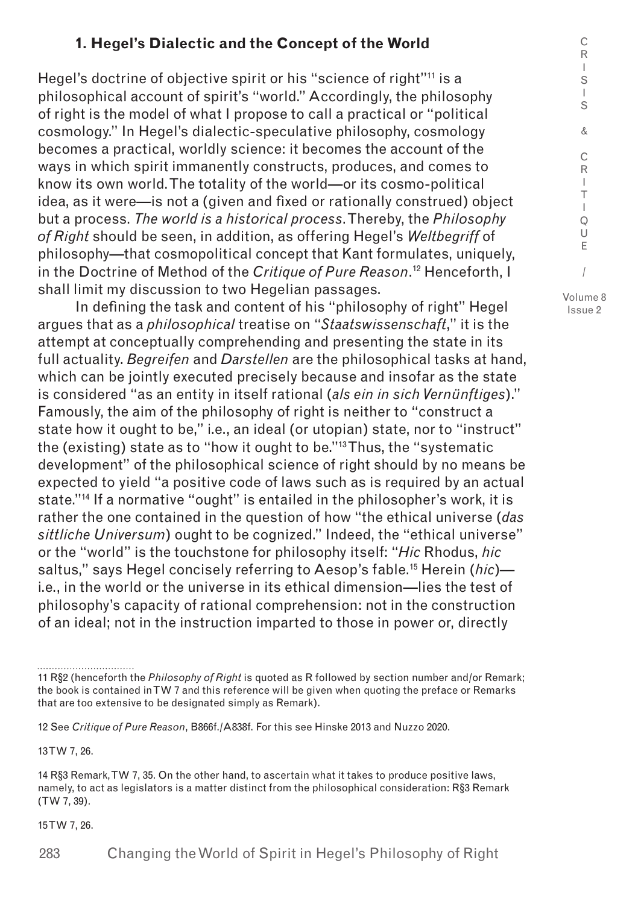### 1. Hegel's Dialectic and the Concept of the World

Hegel's doctrine of objective spirit or his "science of right"[11] is a philosophical account of spirit's "world." Accordingly, the philosophy of right is the model of what I propose to call a practical or "political cosmology." In Hegel's dialectic-speculative philosophy, cosmology becomes a practical, worldly science: it becomes the account of the ways in which spirit immanently constructs, produces, and comes to know its own world. The totality of the world—or its cosmo-political idea, as it were—is not a (given and fixed or rationally construed) object but a process. *The world is a historical process*. Thereby, the *Philosophy of Right* should be seen, in addition, as offering Hegel's *Weltbegriff* of philosophy—that cosmopolitical concept that Kant formulates, uniquely, in the Doctrine of Method of the *Critique of Pure Reason*.[12] Henceforth, I shall limit my discussion to two Hegelian passages.

In defining the task and content of his "philosophy of right" Hegel argues that as a *philosophical* treatise on "*Staatswissenschaft*," it is the attempt at conceptually comprehending and presenting the state in its full actuality. *Begreifen* and *Darstellen* are the philosophical tasks at hand, which can be jointly executed precisely because and insofar as the state is considered "as an entity in itself rational (*als ein in sich Vernünftiges*)." Famously, the aim of the philosophy of right is neither to "construct a state how it ought to be," i.e., an ideal (or utopian) state, nor to "instruct" the (existing) state as to "how it ought to be."[13] Thus, the "systematic development" of the philosophical science of right should by no means be expected to yield "a positive code of laws such as is required by an actual state."[14] If a normative "ought" is entailed in the philosopher's work, it is rather the one contained in the question of how "the ethical universe (*das sittliche Universum*) ought to be cognized." Indeed, the "ethical universe" or the "world" is the touchstone for philosophy itself: "*Hic* Rhodus, *hic* saltus," says Hegel concisely referring to Aesop's fable.[15] Herein (*hic*)—i.e., in the world or the universe in its ethical dimension—lies the test of philosophy's capacity of rational comprehension: not in the construction of an ideal; not in the instruction imparted to those in power or, directly

---

11 R§2 (henceforth the *Philosophy of Right* is quoted as R followed by section number and/or Remark; the book is contained in TW 7 and this reference will be given when quoting the preface or Remarks that are too extensive to be designated simply as Remark).

12 See *Critique of Pure Reason*, B866f./A838f. For this see Hinske 2013 and Nuzzo 2020.

13 TW 7, 26.

14 R§3 Remark, TW 7, 35. On the other hand, to ascertain what it takes to produce positive laws, namely, to act as legislators is a matter distinct from the philosophical consideration: R§3 Remark (TW 7, 39).

15 TW 7, 26.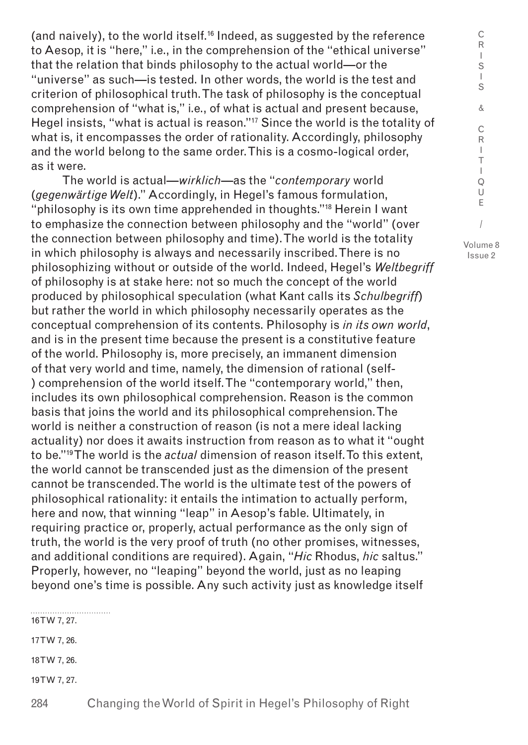(and naively), to the world itself.[16] Indeed, as suggested by the reference to Aesop, it is "here," i.e., in the comprehension of the "ethical universe" that the relation that binds philosophy to the actual world—or the "universe" as such—is tested. In other words, the world is the test and criterion of philosophical truth. The task of philosophy is the conceptual comprehension of "what is," i.e., of what is actual and present because, Hegel insists, "what is actual is reason."[17] Since the world is the totality of what is, it encompasses the order of rationality. Accordingly, philosophy and the world belong to the same order. This is a cosmo-logical order, as it were.

The world is actual—*wirklich*—as the "*contemporary* world (*gegenwärtige Welt*)." Accordingly, in Hegel's famous formulation, "philosophy is its own time apprehended in thoughts."[18] Herein I want to emphasize the connection between philosophy and the "world" (over the connection between philosophy and time). The world is the totality in which philosophy is always and necessarily inscribed. There is no philosophizing without or outside of the world. Indeed, Hegel's *Weltbegriff* of philosophy is at stake here: not so much the concept of the world produced by philosophical speculation (what Kant calls its *Schulbegriff*) but rather the world in which philosophy necessarily operates as the conceptual comprehension of its contents. Philosophy is *in its own world*, and is in the present time because the present is a constitutive feature of the world. Philosophy is, more precisely, an immanent dimension of that very world and time, namely, the dimension of rational (self-) comprehension of the world itself. The "contemporary world," then, includes its own philosophical comprehension. Reason is the common basis that joins the world and its philosophical comprehension. The world is neither a construction of reason (is not a mere ideal lacking actuality) nor does it awaits instruction from reason as to what it "ought to be."[19] The world is the *actual* dimension of reason itself. To this extent, the world cannot be transcended just as the dimension of the present cannot be transcended. The world is the ultimate test of the powers of philosophical rationality: it entails the intimation to actually perform, here and now, that winning "leap" in Aesop's fable. Ultimately, in requiring practice or, properly, actual performance as the only sign of truth, the world is the very proof of truth (no other promises, witnesses, and additional conditions are required). Again, "*Hic* Rhodus, *hic* saltus." Properly, however, no "leaping" beyond the world, just as no leaping beyond one's time is possible. Any such activity just as knowledge itself

16 TW 7, 27.

17 TW 7, 26.

18 TW 7, 26.

19 TW 7, 27.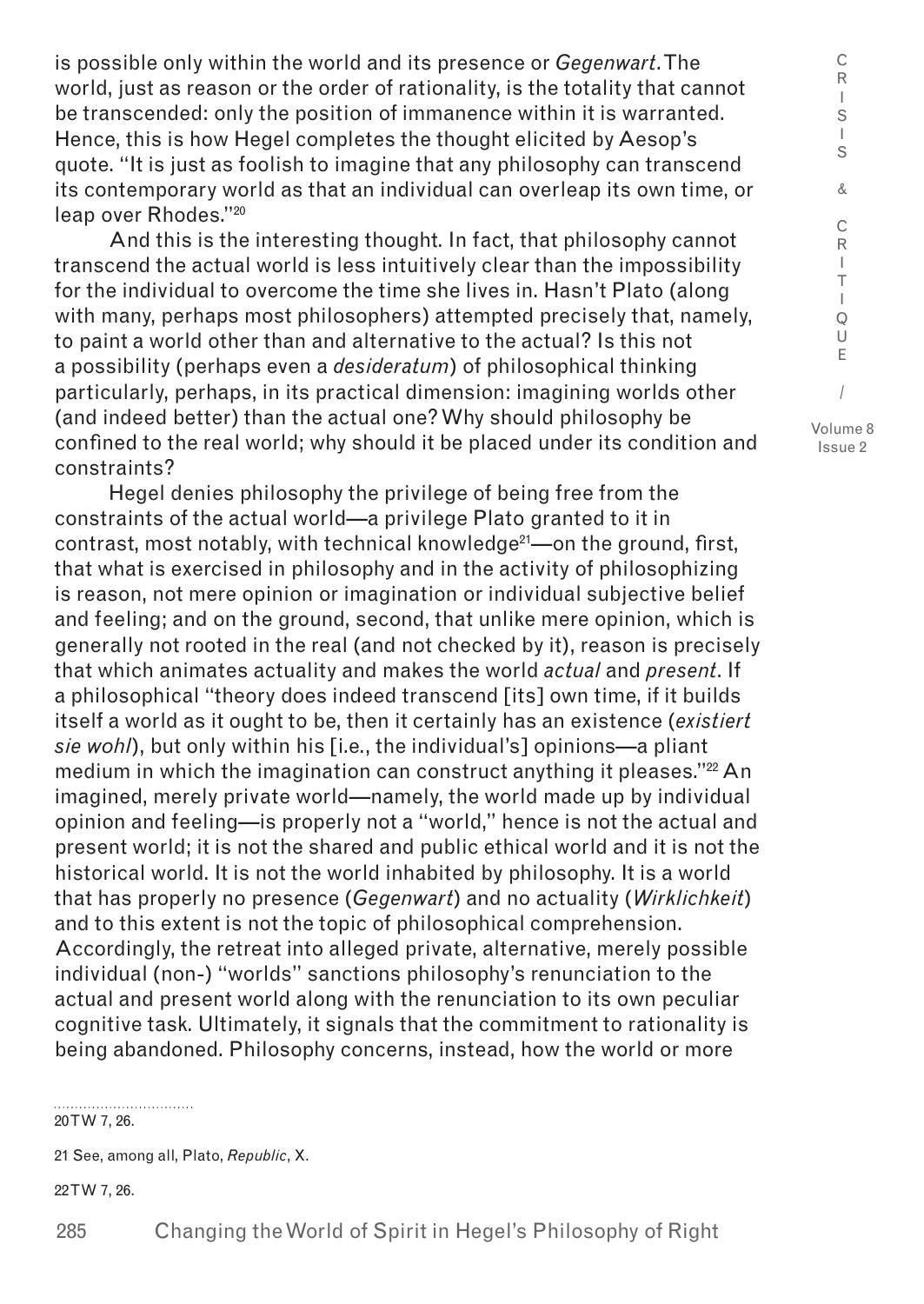is possible only within the world and its presence or *Gegenwart*. The world, just as reason or the order of rationality, is the totality that cannot be transcended: only the position of immanence within it is warranted. Hence, this is how Hegel completes the thought elicited by Aesop's quote. "It is just as foolish to imagine that any philosophy can transcend its contemporary world as that an individual can overleap its own time, or leap over Rhodes."[20]

And this is the interesting thought. In fact, that philosophy cannot transcend the actual world is less intuitively clear than the impossibility for the individual to overcome the time she lives in. Hasn't Plato (along with many, perhaps most philosophers) attempted precisely that, namely, to paint a world other than and alternative to the actual? Is this not a possibility (perhaps even a *desideratum*) of philosophical thinking particularly, perhaps, in its practical dimension: imagining worlds other (and indeed better) than the actual one? Why should philosophy be confined to the real world; why should it be placed under its condition and constraints?

Hegel denies philosophy the privilege of being free from the constraints of the actual world—a privilege Plato granted to it in contrast, most notably, with technical knowledge[21]—on the ground, first, that what is exercised in philosophy and in the activity of philosophizing is reason, not mere opinion or imagination or individual subjective belief and feeling; and on the ground, second, that unlike mere opinion, which is generally not rooted in the real (and not checked by it), reason is precisely that which animates actuality and makes the world *actual* and *present*. If a philosophical "theory does indeed transcend [its] own time, if it builds itself a world as it ought to be, then it certainly has an existence (*existiert sie wohl*), but only within his [i.e., the individual's] opinions—a pliant medium in which the imagination can construct anything it pleases."[22] An imagined, merely private world—namely, the world made up by individual opinion and feeling—is properly not a "world," hence is not the actual and present world; it is not the shared and public ethical world and it is not the historical world. It is not the world inhabited by philosophy. It is a world that has properly no presence (*Gegenwart*) and no actuality (*Wirklichkeit*) and to this extent is not the topic of philosophical comprehension. Accordingly, the retreat into alleged private, alternative, merely possible individual (non-) "worlds" sanctions philosophy's renunciation to the actual and present world along with the renunciation to its own peculiar cognitive task. Ultimately, it signals that the commitment to rationality is being abandoned. Philosophy concerns, instead, how the world or more

20 TW 7, 26.

21 See, among all, Plato, *Republic*, X.

22 TW 7, 26.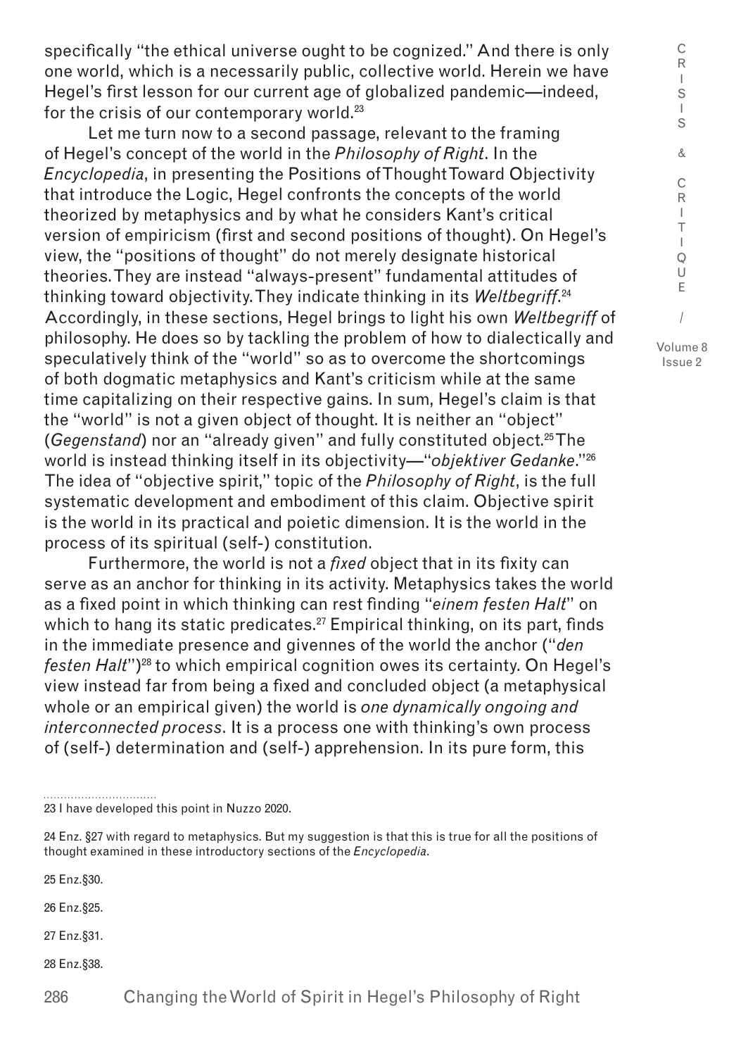specifically "the ethical universe ought to be cognized." And there is only one world, which is a necessarily public, collective world. Herein we have Hegel's first lesson for our current age of globalized pandemic—indeed, for the crisis of our contemporary world.[23]

Let me turn now to a second passage, relevant to the framing of Hegel's concept of the world in the *Philosophy of Right*. In the *Encyclopedia*, in presenting the Positions of Thought Toward Objectivity that introduce the Logic, Hegel confronts the concepts of the world theorized by metaphysics and by what he considers Kant's critical version of empiricism (first and second positions of thought). On Hegel's view, the "positions of thought" do not merely designate historical theories. They are instead "always-present" fundamental attitudes of thinking toward objectivity. They indicate thinking in its *Weltbegriff*.[24] Accordingly, in these sections, Hegel brings to light his own *Weltbegriff* of philosophy. He does so by tackling the problem of how to dialectically and speculatively think of the "world" so as to overcome the shortcomings of both dogmatic metaphysics and Kant's criticism while at the same time capitalizing on their respective gains. In sum, Hegel's claim is that the "world" is not a given object of thought. It is neither an "object" (*Gegenstand*) nor an "already given" and fully constituted object.[25] The world is instead thinking itself in its objectivity—"*objektiver Gedanke*."[26] The idea of "objective spirit," topic of the *Philosophy of Right*, is the full systematic development and embodiment of this claim. Objective spirit is the world in its practical and poietic dimension. It is the world in the process of its spiritual (self-) constitution.

Furthermore, the world is not a *fixed* object that in its fixity can serve as an anchor for thinking in its activity. Metaphysics takes the world as a fixed point in which thinking can rest finding "*einem festen Halt*" on which to hang its static predicates.[27] Empirical thinking, on its part, finds in the immediate presence and givennes of the world the anchor ("*den festen Halt*")[28] to which empirical cognition owes its certainty. On Hegel's view instead far from being a fixed and concluded object (a metaphysical whole or an empirical given) the world is *one dynamically ongoing and interconnected process*. It is a process one with thinking's own process of (self-) determination and (self-) apprehension. In its pure form, this

---

23 I have developed this point in Nuzzo 2020.

24 Enz. §27 with regard to metaphysics. But my suggestion is that this is true for all the positions of thought examined in these introductory sections of the *Encyclopedia*.

25 Enz.§30.

26 Enz.§25.

27 Enz.§31.

28 Enz.§38.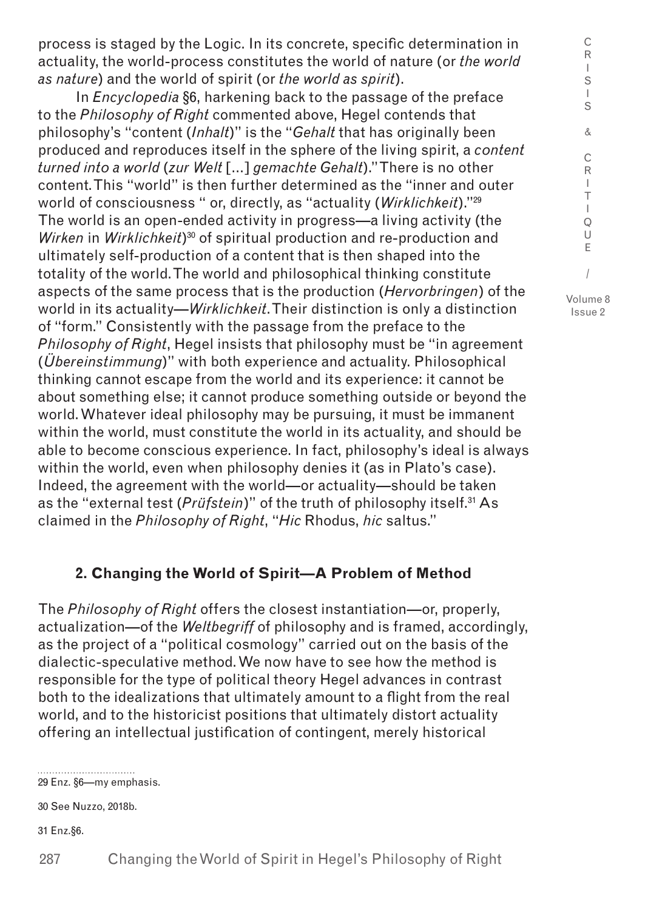process is staged by the Logic. In its concrete, specific determination in actuality, the world-process constitutes the world of nature (or *the world as nature*) and the world of spirit (or *the world as spirit*).

In *Encyclopedia* §6, harkening back to the passage of the preface to the *Philosophy of Right* commented above, Hegel contends that philosophy's "content (*Inhalt*)" is the "*Gehalt* that has originally been produced and reproduces itself in the sphere of the living spirit, a *content turned into a world* (*zur Welt* [...] *gemachte Gehalt*)." There is no other content. This "world" is then further determined as the "inner and outer world of consciousness " or, directly, as "actuality (*Wirklichkeit*)."[29] The world is an open-ended activity in progress—a living activity (the *Wirken* in *Wirklichkeit*)[30] of spiritual production and re-production and ultimately self-production of a content that is then shaped into the totality of the world. The world and philosophical thinking constitute aspects of the same process that is the production (*Hervorbringen*) of the world in its actuality—*Wirklichkeit*. Their distinction is only a distinction of "form." Consistently with the passage from the preface to the *Philosophy of Right*, Hegel insists that philosophy must be "in agreement (*Übereinstimmung*)" with both experience and actuality. Philosophical thinking cannot escape from the world and its experience: it cannot be about something else; it cannot produce something outside or beyond the world. Whatever ideal philosophy may be pursuing, it must be immanent within the world, must constitute the world in its actuality, and should be able to become conscious experience. In fact, philosophy's ideal is always within the world, even when philosophy denies it (as in Plato's case). Indeed, the agreement with the world—or actuality—should be taken as the "external test (*Prüfstein*)" of the truth of philosophy itself.[31] As claimed in the *Philosophy of Right*, "*Hic* Rhodus, *hic* saltus."

## 2. Changing the World of Spirit—A Problem of Method

The *Philosophy of Right* offers the closest instantiation—or, properly, actualization—of the *Weltbegriff* of philosophy and is framed, accordingly, as the project of a "political cosmology" carried out on the basis of the dialectic-speculative method. We now have to see how the method is responsible for the type of political theory Hegel advances in contrast both to the idealizations that ultimately amount to a flight from the real world, and to the historicist positions that ultimately distort actuality offering an intellectual justification of contingent, merely historical

29 Enz. §6—my emphasis.

30 See Nuzzo, 2018b.

31 Enz.§6.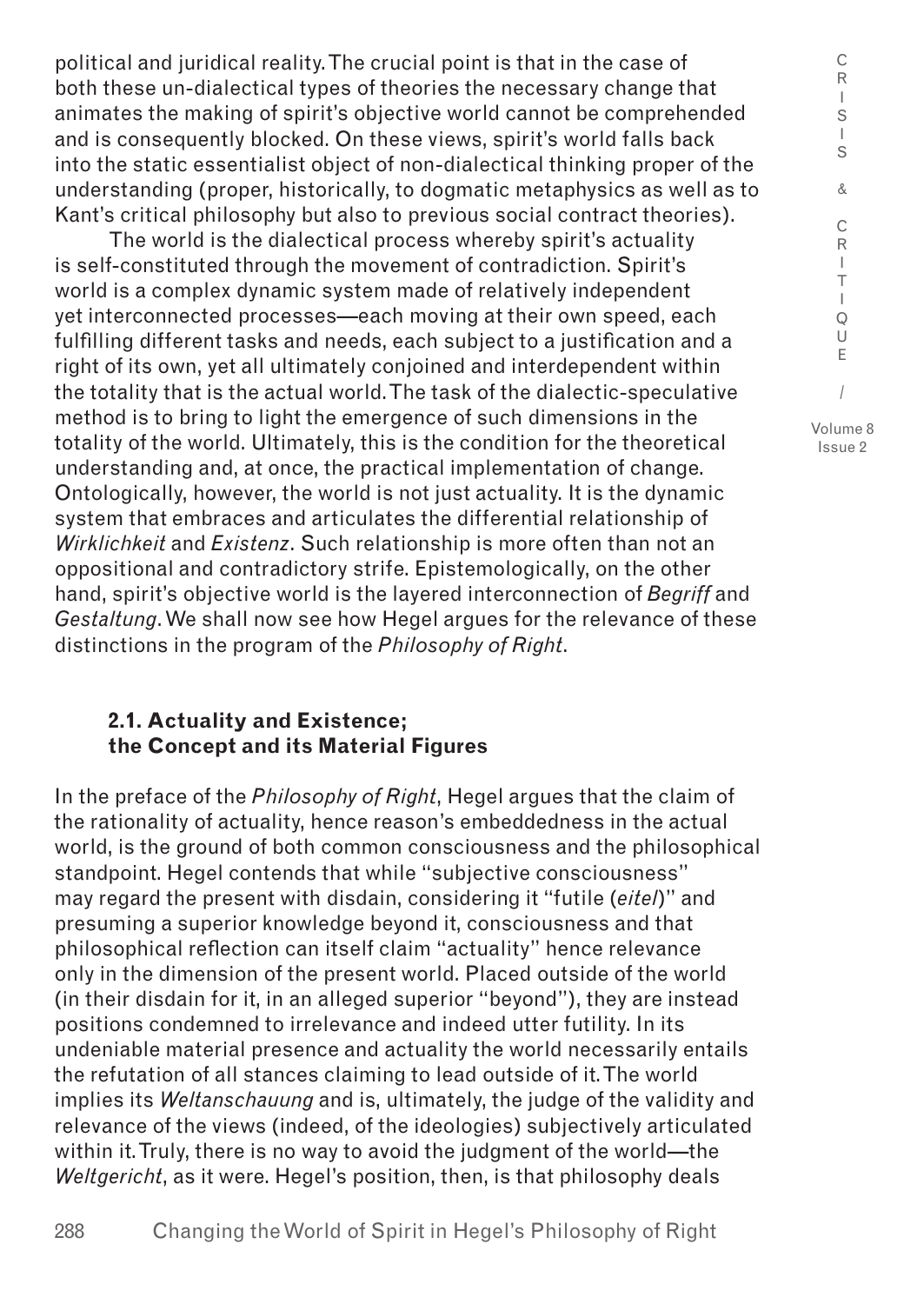political and juridical reality. The crucial point is that in the case of both these un-dialectical types of theories the necessary change that animates the making of spirit's objective world cannot be comprehended and is consequently blocked. On these views, spirit's world falls back into the static essentialist object of non-dialectical thinking proper of the understanding (proper, historically, to dogmatic metaphysics as well as to Kant's critical philosophy but also to previous social contract theories).

The world is the dialectical process whereby spirit's actuality is self-constituted through the movement of contradiction. Spirit's world is a complex dynamic system made of relatively independent yet interconnected processes—each moving at their own speed, each fulfilling different tasks and needs, each subject to a justification and a right of its own, yet all ultimately conjoined and interdependent within the totality that is the actual world. The task of the dialectic-speculative method is to bring to light the emergence of such dimensions in the totality of the world. Ultimately, this is the condition for the theoretical understanding and, at once, the practical implementation of change. Ontologically, however, the world is not just actuality. It is the dynamic system that embraces and articulates the differential relationship of *Wirklichkeit* and *Existenz*. Such relationship is more often than not an oppositional and contradictory strife. Epistemologically, on the other hand, spirit's objective world is the layered interconnection of *Begriff* and *Gestaltung*. We shall now see how Hegel argues for the relevance of these distinctions in the program of the *Philosophy of Right*.

### 2.1. Actuality and Existence; the Concept and its Material Figures

In the preface of the *Philosophy of Right*, Hegel argues that the claim of the rationality of actuality, hence reason's embeddedness in the actual world, is the ground of both common consciousness and the philosophical standpoint. Hegel contends that while "subjective consciousness" may regard the present with disdain, considering it "futile (*eitel*)" and presuming a superior knowledge beyond it, consciousness and that philosophical reflection can itself claim "actuality" hence relevance only in the dimension of the present world. Placed outside of the world (in their disdain for it, in an alleged superior "beyond"), they are instead positions condemned to irrelevance and indeed utter futility. In its undeniable material presence and actuality the world necessarily entails the refutation of all stances claiming to lead outside of it. The world implies its *Weltanschauung* and is, ultimately, the judge of the validity and relevance of the views (indeed, of the ideologies) subjectively articulated within it. Truly, there is no way to avoid the judgment of the world—the *Weltgericht*, as it were. Hegel's position, then, is that philosophy deals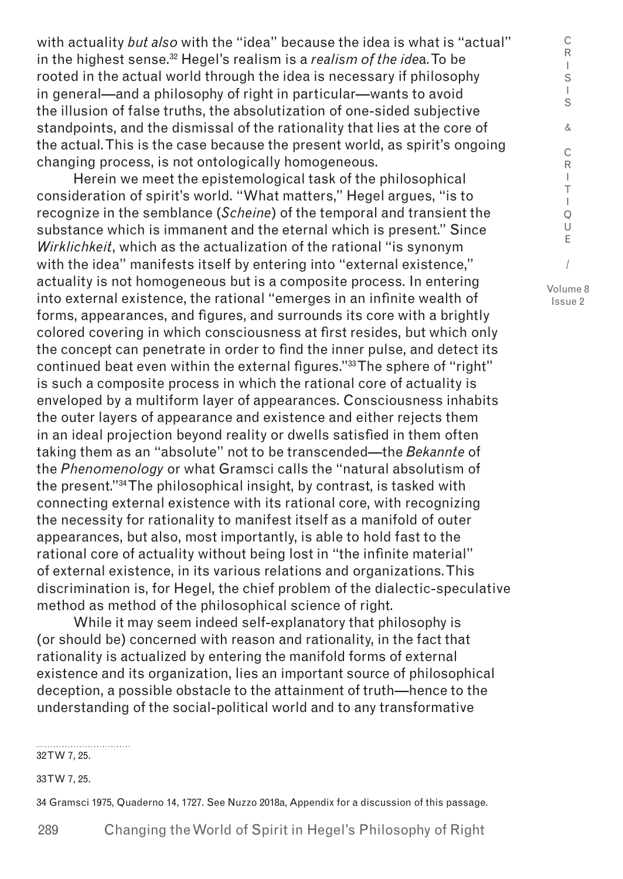with actuality *but also* with the "idea" because the idea is what is "actual" in the highest sense.[32] Hegel's realism is a *realism of the ide*a. To be rooted in the actual world through the idea is necessary if philosophy in general—and a philosophy of right in particular—wants to avoid the illusion of false truths, the absolutization of one-sided subjective standpoints, and the dismissal of the rationality that lies at the core of the actual. This is the case because the present world, as spirit's ongoing changing process, is not ontologically homogeneous.

Herein we meet the epistemological task of the philosophical consideration of spirit's world. "What matters," Hegel argues, "is to recognize in the semblance (*Scheine*) of the temporal and transient the substance which is immanent and the eternal which is present." Since *Wirklichkeit*, which as the actualization of the rational "is synonym with the idea" manifests itself by entering into "external existence," actuality is not homogeneous but is a composite process. In entering into external existence, the rational "emerges in an infinite wealth of forms, appearances, and figures, and surrounds its core with a brightly colored covering in which consciousness at first resides, but which only the concept can penetrate in order to find the inner pulse, and detect its continued beat even within the external figures."[33] The sphere of "right" is such a composite process in which the rational core of actuality is enveloped by a multiform layer of appearances. Consciousness inhabits the outer layers of appearance and existence and either rejects them in an ideal projection beyond reality or dwells satisfied in them often taking them as an "absolute" not to be transcended—the *Bekannte* of the *Phenomenology* or what Gramsci calls the "natural absolutism of the present."[34] The philosophical insight, by contrast, is tasked with connecting external existence with its rational core, with recognizing the necessity for rationality to manifest itself as a manifold of outer appearances, but also, most importantly, is able to hold fast to the rational core of actuality without being lost in "the infinite material" of external existence, in its various relations and organizations. This discrimination is, for Hegel, the chief problem of the dialectic-speculative method as method of the philosophical science of right.

While it may seem indeed self-explanatory that philosophy is (or should be) concerned with reason and rationality, in the fact that rationality is actualized by entering the manifold forms of external existence and its organization, lies an important source of philosophical deception, a possible obstacle to the attainment of truth—hence to the understanding of the social-political world and to any transformative

---

32 TW 7, 25.

33 TW 7, 25.

34 Gramsci 1975, Quaderno 14, 1727. See Nuzzo 2018a, Appendix for a discussion of this passage.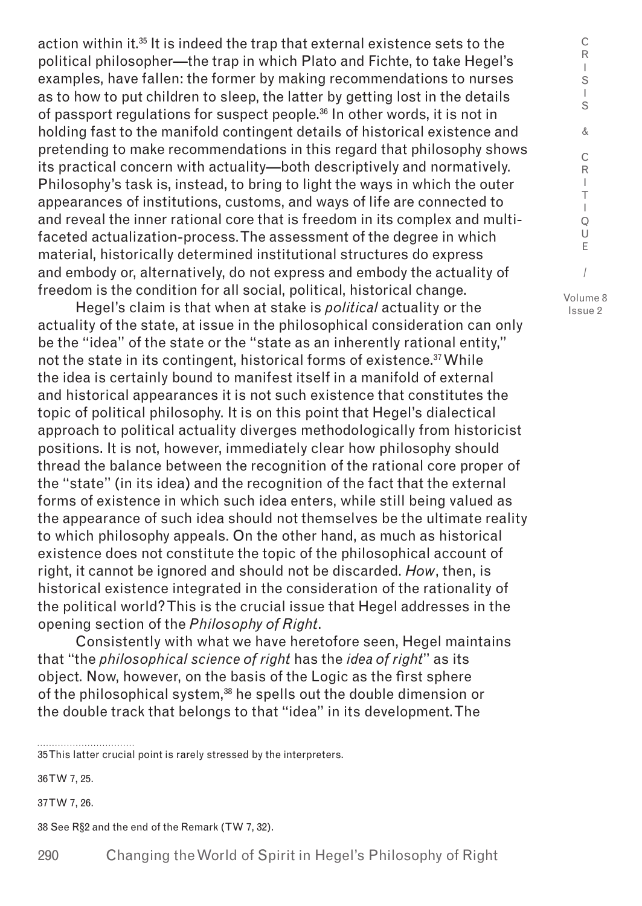action within it.[35] It is indeed the trap that external existence sets to the political philosopher—the trap in which Plato and Fichte, to take Hegel's examples, have fallen: the former by making recommendations to nurses as to how to put children to sleep, the latter by getting lost in the details of passport regulations for suspect people.[36] In other words, it is not in holding fast to the manifold contingent details of historical existence and pretending to make recommendations in this regard that philosophy shows its practical concern with actuality—both descriptively and normatively. Philosophy's task is, instead, to bring to light the ways in which the outer appearances of institutions, customs, and ways of life are connected to and reveal the inner rational core that is freedom in its complex and multi-faceted actualization-process. The assessment of the degree in which material, historically determined institutional structures do express and embody or, alternatively, do not express and embody the actuality of freedom is the condition for all social, political, historical change.

Hegel's claim is that when at stake is *political* actuality or the actuality of the state, at issue in the philosophical consideration can only be the "idea" of the state or the "state as an inherently rational entity," not the state in its contingent, historical forms of existence.[37] While the idea is certainly bound to manifest itself in a manifold of external and historical appearances it is not such existence that constitutes the topic of political philosophy. It is on this point that Hegel's dialectical approach to political actuality diverges methodologically from historicist positions. It is not, however, immediately clear how philosophy should thread the balance between the recognition of the rational core proper of the "state" (in its idea) and the recognition of the fact that the external forms of existence in which such idea enters, while still being valued as the appearance of such idea should not themselves be the ultimate reality to which philosophy appeals. On the other hand, as much as historical existence does not constitute the topic of the philosophical account of right, it cannot be ignored and should not be discarded. *How*, then, is historical existence integrated in the consideration of the rationality of the political world? This is the crucial issue that Hegel addresses in the opening section of the *Philosophy of Right*.

Consistently with what we have heretofore seen, Hegel maintains that "the *philosophical science of right* has the *idea of right*" as its object. Now, however, on the basis of the Logic as the first sphere of the philosophical system,[38] he spells out the double dimension or the double track that belongs to that "idea" in its development. The

35 This latter crucial point is rarely stressed by the interpreters.

36 TW 7, 25.

37 TW 7, 26.

38 See R§2 and the end of the Remark (TW 7, 32).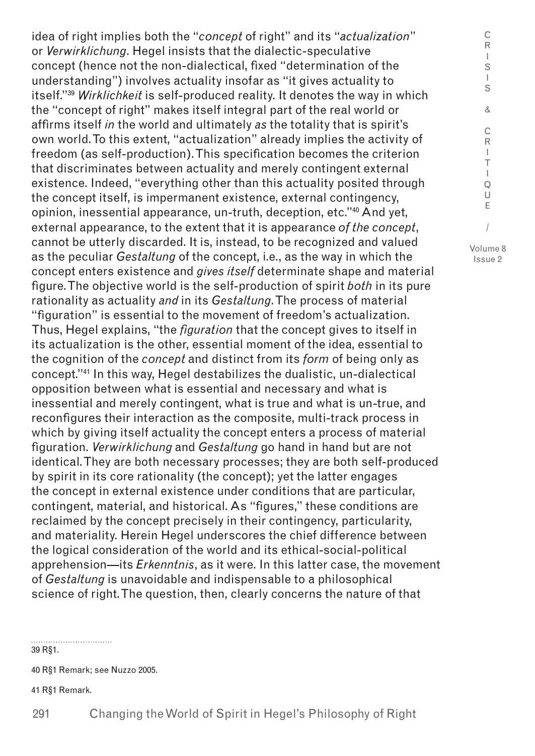idea of right implies both the "*concept* of right" and its "*actualization*" or *Verwirklichung*. Hegel insists that the dialectic-speculative concept (hence not the non-dialectical, fixed "determination of the understanding") involves actuality insofar as "it gives actuality to itself."[39] *Wirklichkeit* is self-produced reality. It denotes the way in which the "concept of right" makes itself integral part of the real world or affirms itself *in* the world and ultimately *as* the totality that is spirit's own world. To this extent, "actualization" already implies the activity of freedom (as self-production). This specification becomes the criterion that discriminates between actuality and merely contingent external existence. Indeed, "everything other than this actuality posited through the concept itself, is impermanent existence, external contingency, opinion, inessential appearance, un-truth, deception, etc."[40] And yet, external appearance, to the extent that it is appearance *of the concept*, cannot be utterly discarded. It is, instead, to be recognized and valued as the peculiar *Gestaltung* of the concept, i.e., as the way in which the concept enters existence and *gives itself* determinate shape and material figure. The objective world is the self-production of spirit *both* in its pure rationality as actuality *and* in its *Gestaltung*. The process of material "figuration" is essential to the movement of freedom's actualization. Thus, Hegel explains, "the *figuration* that the concept gives to itself in its actualization is the other, essential moment of the idea, essential to the cognition of the *concept* and distinct from its *form* of being only as concept."[41] In this way, Hegel destabilizes the dualistic, un-dialectical opposition between what is essential and necessary and what is inessential and merely contingent, what is true and what is un-true, and reconfigures their interaction as the composite, multi-track process in which by giving itself actuality the concept enters a process of material figuration. *Verwirklichung* and *Gestaltung* go hand in hand but are not identical. They are both necessary processes; they are both self-produced by spirit in its core rationality (the concept); yet the latter engages the concept in external existence under conditions that are particular, contingent, material, and historical. As "figures," these conditions are reclaimed by the concept precisely in their contingency, particularity, and materiality. Herein Hegel underscores the chief difference between the logical consideration of the world and its ethical-social-political apprehension—its *Erkenntnis*, as it were. In this latter case, the movement of *Gestaltung* is unavoidable and indispensable to a philosophical science of right. The question, then, clearly concerns the nature of that

39 R§1.

40 R§1 Remark; see Nuzzo 2005.

41 R§1 Remark.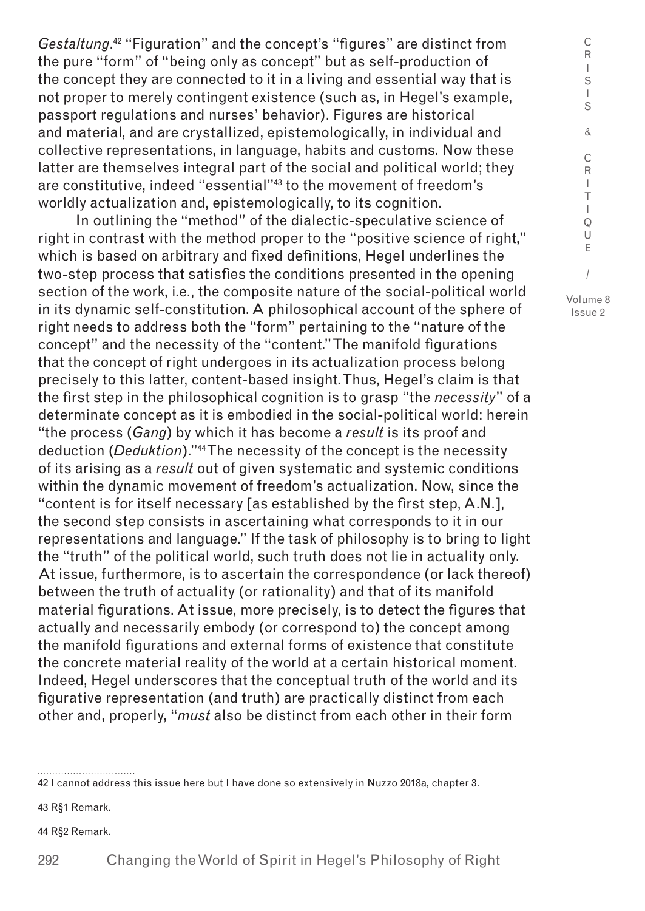*Gestaltung*.[42] "Figuration" and the concept's "figures" are distinct from the pure "form" of "being only as concept" but as self-production of the concept they are connected to it in a living and essential way that is not proper to merely contingent existence (such as, in Hegel's example, passport regulations and nurses' behavior). Figures are historical and material, and are crystallized, epistemologically, in individual and collective representations, in language, habits and customs. Now these latter are themselves integral part of the social and political world; they are constitutive, indeed "essential"[43] to the movement of freedom's worldly actualization and, epistemologically, to its cognition.

In outlining the "method" of the dialectic-speculative science of right in contrast with the method proper to the "positive science of right," which is based on arbitrary and fixed definitions, Hegel underlines the two-step process that satisfies the conditions presented in the opening section of the work, i.e., the composite nature of the social-political world in its dynamic self-constitution. A philosophical account of the sphere of right needs to address both the "form" pertaining to the "nature of the concept" and the necessity of the "content." The manifold figurations that the concept of right undergoes in its actualization process belong precisely to this latter, content-based insight. Thus, Hegel's claim is that the first step in the philosophical cognition is to grasp "the *necessity*" of a determinate concept as it is embodied in the social-political world: herein "the process (*Gang*) by which it has become a *result* is its proof and deduction (*Deduktion*)."[44] The necessity of the concept is the necessity of its arising as a *result* out of given systematic and systemic conditions within the dynamic movement of freedom's actualization. Now, since the "content is for itself necessary [as established by the first step, A.N.], the second step consists in ascertaining what corresponds to it in our representations and language." If the task of philosophy is to bring to light the "truth" of the political world, such truth does not lie in actuality only. At issue, furthermore, is to ascertain the correspondence (or lack thereof) between the truth of actuality (or rationality) and that of its manifold material figurations. At issue, more precisely, is to detect the figures that actually and necessarily embody (or correspond to) the concept among the manifold figurations and external forms of existence that constitute the concrete material reality of the world at a certain historical moment. Indeed, Hegel underscores that the conceptual truth of the world and its figurative representation (and truth) are practically distinct from each other and, properly, "*must* also be distinct from each other in their form

42 I cannot address this issue here but I have done so extensively in Nuzzo 2018a, chapter 3.

43 R§1 Remark.

44 R§2 Remark.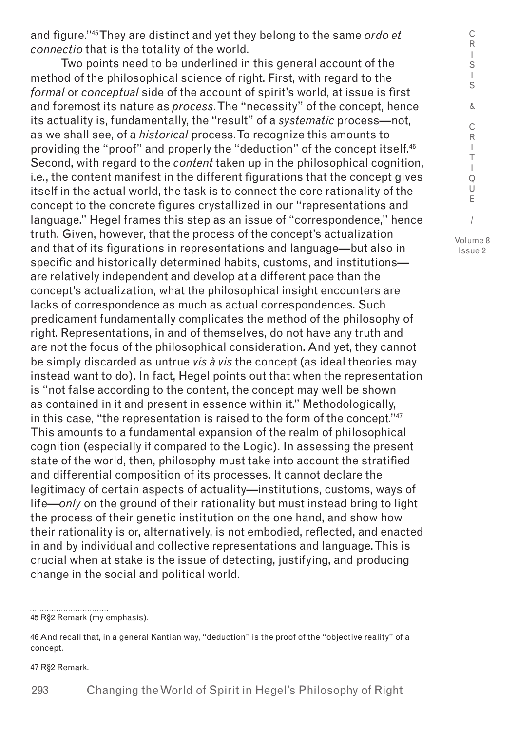and figure."[45] They are distinct and yet they belong to the same *ordo et connectio* that is the totality of the world.

Two points need to be underlined in this general account of the method of the philosophical science of right. First, with regard to the *formal* or *conceptual* side of the account of spirit's world, at issue is first and foremost its nature as *process*. The "necessity" of the concept, hence its actuality is, fundamentally, the "result" of a *systematic* process—not, as we shall see, of a *historical* process. To recognize this amounts to providing the "proof" and properly the "deduction" of the concept itself.[46] Second, with regard to the *content* taken up in the philosophical cognition, i.e., the content manifest in the different figurations that the concept gives itself in the actual world, the task is to connect the core rationality of the concept to the concrete figures crystallized in our "representations and language." Hegel frames this step as an issue of "correspondence," hence truth. Given, however, that the process of the concept's actualization and that of its figurations in representations and language—but also in specific and historically determined habits, customs, and institutions—are relatively independent and develop at a different pace than the concept's actualization, what the philosophical insight encounters are lacks of correspondence as much as actual correspondences. Such predicament fundamentally complicates the method of the philosophy of right. Representations, in and of themselves, do not have any truth and are not the focus of the philosophical consideration. And yet, they cannot be simply discarded as untrue *vis à vis* the concept (as ideal theories may instead want to do). In fact, Hegel points out that when the representation is "not false according to the content, the concept may well be shown as contained in it and present in essence within it." Methodologically, in this case, "the representation is raised to the form of the concept."[47] This amounts to a fundamental expansion of the realm of philosophical cognition (especially if compared to the Logic). In assessing the present state of the world, then, philosophy must take into account the stratified and differential composition of its processes. It cannot declare the legitimacy of certain aspects of actuality—institutions, customs, ways of life—*only* on the ground of their rationality but must instead bring to light the process of their genetic institution on the one hand, and show how their rationality is or, alternatively, is not embodied, reflected, and enacted in and by individual and collective representations and language. This is crucial when at stake is the issue of detecting, justifying, and producing change in the social and political world.

45 R§2 Remark (my emphasis).

46 And recall that, in a general Kantian way, "deduction" is the proof of the "objective reality" of a concept.

47 R§2 Remark.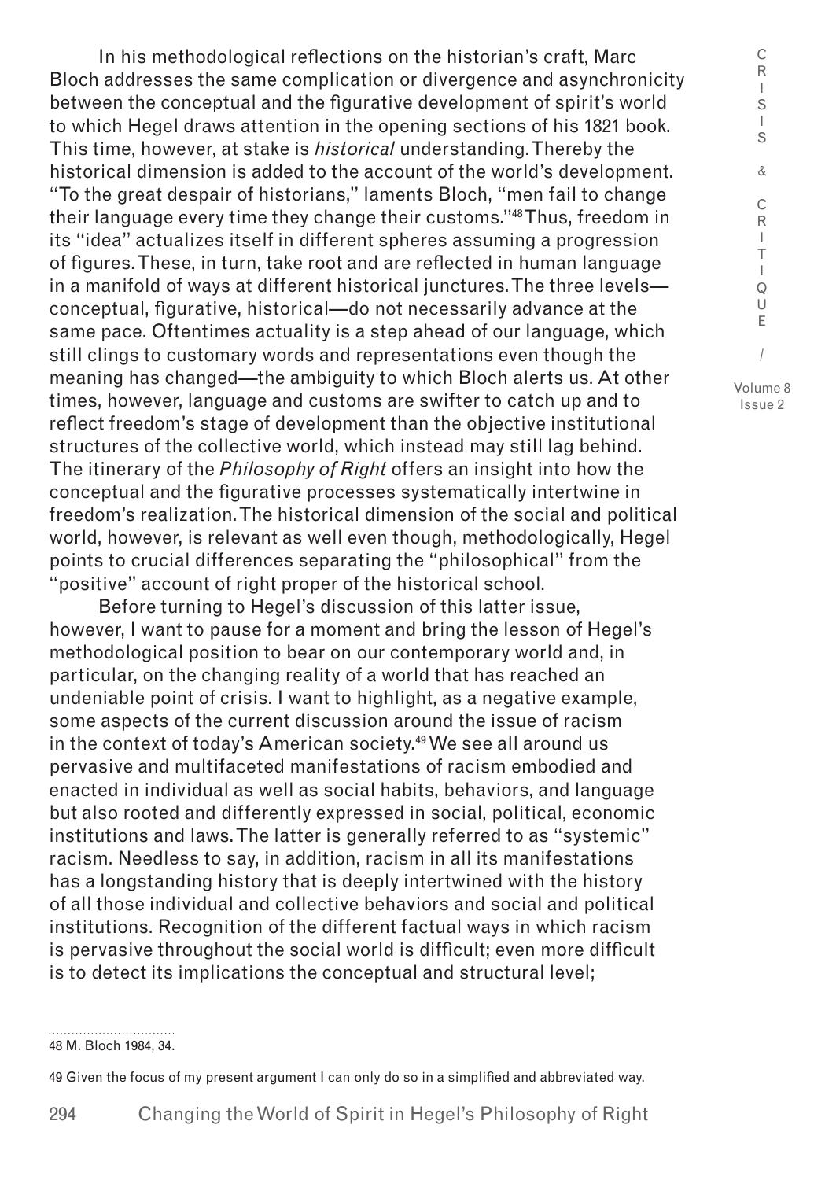In his methodological reflections on the historian's craft, Marc Bloch addresses the same complication or divergence and asynchronicity between the conceptual and the figurative development of spirit's world to which Hegel draws attention in the opening sections of his 1821 book. This time, however, at stake is *historical* understanding. Thereby the historical dimension is added to the account of the world's development. "To the great despair of historians," laments Bloch, "men fail to change their language every time they change their customs."[48] Thus, freedom in its "idea" actualizes itself in different spheres assuming a progression of figures. These, in turn, take root and are reflected in human language in a manifold of ways at different historical junctures. The three levels—conceptual, figurative, historical—do not necessarily advance at the same pace. Oftentimes actuality is a step ahead of our language, which still clings to customary words and representations even though the meaning has changed—the ambiguity to which Bloch alerts us. At other times, however, language and customs are swifter to catch up and to reflect freedom's stage of development than the objective institutional structures of the collective world, which instead may still lag behind. The itinerary of the *Philosophy of Right* offers an insight into how the conceptual and the figurative processes systematically intertwine in freedom's realization. The historical dimension of the social and political world, however, is relevant as well even though, methodologically, Hegel points to crucial differences separating the "philosophical" from the "positive" account of right proper of the historical school.

Before turning to Hegel's discussion of this latter issue, however, I want to pause for a moment and bring the lesson of Hegel's methodological position to bear on our contemporary world and, in particular, on the changing reality of a world that has reached an undeniable point of crisis. I want to highlight, as a negative example, some aspects of the current discussion around the issue of racism in the context of today's American society.[49] We see all around us pervasive and multifaceted manifestations of racism embodied and enacted in individual as well as social habits, behaviors, and language but also rooted and differently expressed in social, political, economic institutions and laws. The latter is generally referred to as "systemic" racism. Needless to say, in addition, racism in all its manifestations has a longstanding history that is deeply intertwined with the history of all those individual and collective behaviors and social and political institutions. Recognition of the different factual ways in which racism is pervasive throughout the social world is difficult; even more difficult is to detect its implications the conceptual and structural level;

48 M. Bloch 1984, 34.

49 Given the focus of my present argument I can only do so in a simplified and abbreviated way.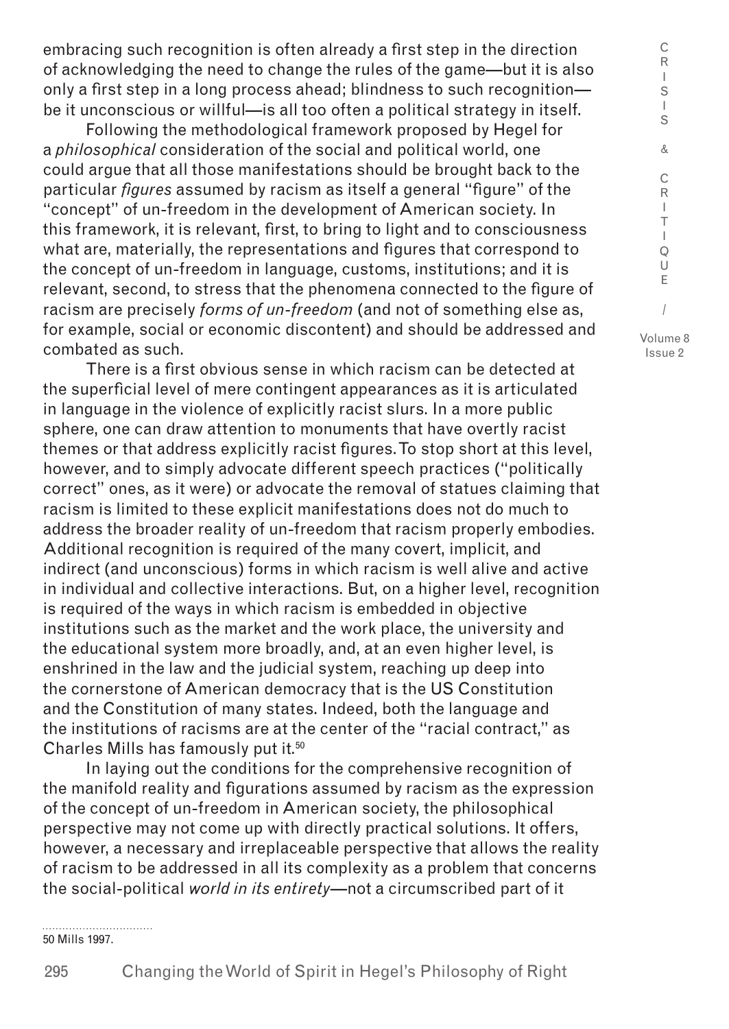embracing such recognition is often already a first step in the direction of acknowledging the need to change the rules of the game—but it is also only a first step in a long process ahead; blindness to such recognition—be it unconscious or willful—is all too often a political strategy in itself.

Following the methodological framework proposed by Hegel for a *philosophical* consideration of the social and political world, one could argue that all those manifestations should be brought back to the particular *figures* assumed by racism as itself a general "figure" of the "concept" of un-freedom in the development of American society. In this framework, it is relevant, first, to bring to light and to consciousness what are, materially, the representations and figures that correspond to the concept of un-freedom in language, customs, institutions; and it is relevant, second, to stress that the phenomena connected to the figure of racism are precisely *forms of un-freedom* (and not of something else as, for example, social or economic discontent) and should be addressed and combated as such.

There is a first obvious sense in which racism can be detected at the superficial level of mere contingent appearances as it is articulated in language in the violence of explicitly racist slurs. In a more public sphere, one can draw attention to monuments that have overtly racist themes or that address explicitly racist figures. To stop short at this level, however, and to simply advocate different speech practices ("politically correct" ones, as it were) or advocate the removal of statues claiming that racism is limited to these explicit manifestations does not do much to address the broader reality of un-freedom that racism properly embodies. Additional recognition is required of the many covert, implicit, and indirect (and unconscious) forms in which racism is well alive and active in individual and collective interactions. But, on a higher level, recognition is required of the ways in which racism is embedded in objective institutions such as the market and the work place, the university and the educational system more broadly, and, at an even higher level, is enshrined in the law and the judicial system, reaching up deep into the cornerstone of American democracy that is the US Constitution and the Constitution of many states. Indeed, both the language and the institutions of racisms are at the center of the "racial contract," as Charles Mills has famously put it.[50]

In laying out the conditions for the comprehensive recognition of the manifold reality and figurations assumed by racism as the expression of the concept of un-freedom in American society, the philosophical perspective may not come up with directly practical solutions. It offers, however, a necessary and irreplaceable perspective that allows the reality of racism to be addressed in all its complexity as a problem that concerns the social-political *world in its entirety*—not a circumscribed part of it

50 Mills 1997.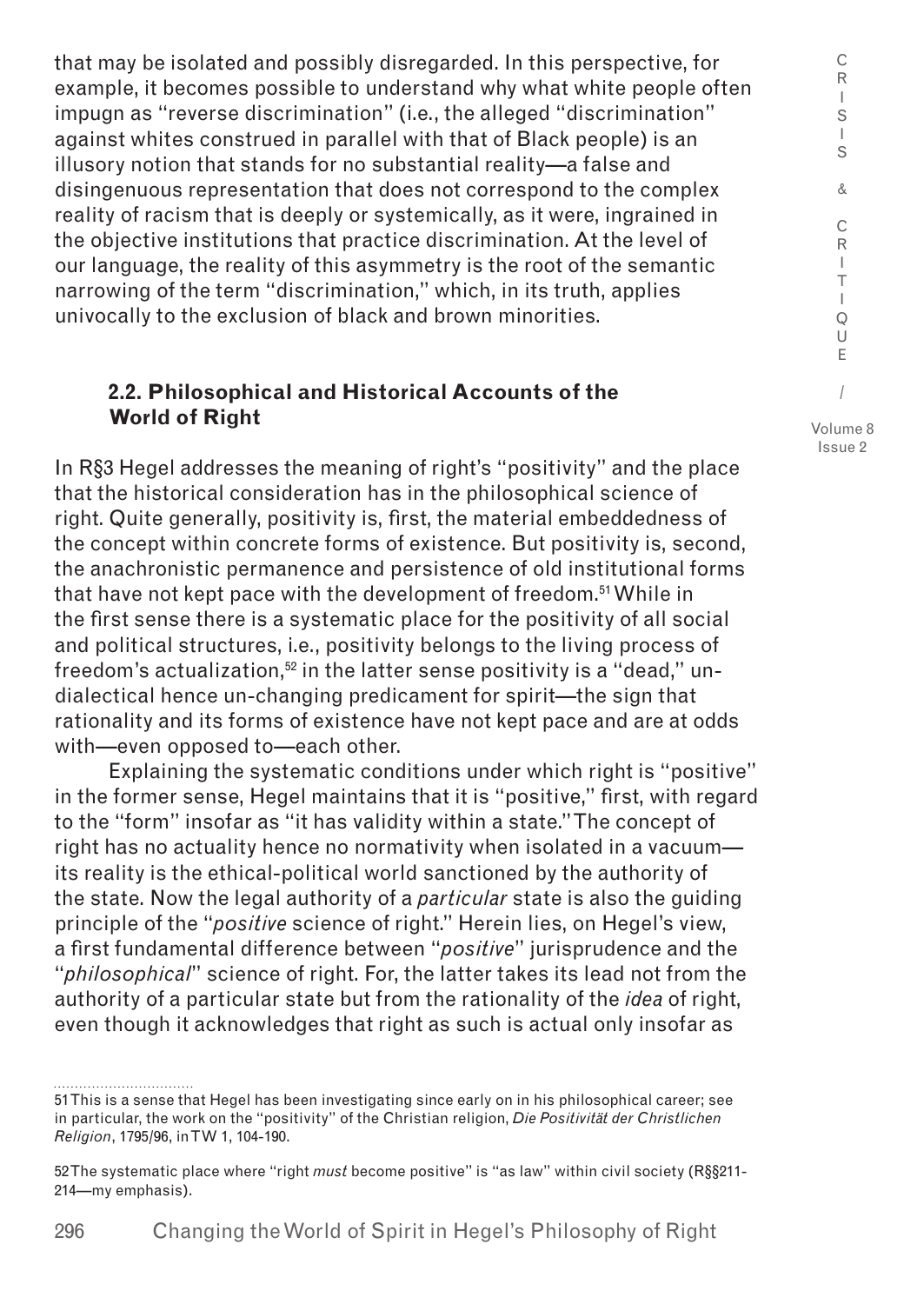that may be isolated and possibly disregarded. In this perspective, for example, it becomes possible to understand why what white people often impugn as "reverse discrimination" (i.e., the alleged "discrimination" against whites construed in parallel with that of Black people) is an illusory notion that stands for no substantial reality—a false and disingenuous representation that does not correspond to the complex reality of racism that is deeply or systemically, as it were, ingrained in the objective institutions that practice discrimination. At the level of our language, the reality of this asymmetry is the root of the semantic narrowing of the term "discrimination," which, in its truth, applies univocally to the exclusion of black and brown minorities.

## 2.2. Philosophical and Historical Accounts of the World of Right

In R§3 Hegel addresses the meaning of right's "positivity" and the place that the historical consideration has in the philosophical science of right. Quite generally, positivity is, first, the material embeddedness of the concept within concrete forms of existence. But positivity is, second, the anachronistic permanence and persistence of old institutional forms that have not kept pace with the development of freedom.[51] While in the first sense there is a systematic place for the positivity of all social and political structures, i.e., positivity belongs to the living process of freedom's actualization,[52] in the latter sense positivity is a "dead," un-dialectical hence un-changing predicament for spirit—the sign that rationality and its forms of existence have not kept pace and are at odds with—even opposed to—each other.

Explaining the systematic conditions under which right is "positive" in the former sense, Hegel maintains that it is "positive," first, with regard to the "form" insofar as "it has validity within a state." The concept of right has no actuality hence no normativity when isolated in a vacuum—its reality is the ethical-political world sanctioned by the authority of the state. Now the legal authority of a *particular* state is also the guiding principle of the "*positive* science of right." Herein lies, on Hegel's view, a first fundamental difference between "*positive*" jurisprudence and the "*philosophical*" science of right. For, the latter takes its lead not from the authority of a particular state but from the rationality of the *idea* of right, even though it acknowledges that right as such is actual only insofar as

---

51 This is a sense that Hegel has been investigating since early on in his philosophical career; see in particular, the work on the "positivity" of the Christian religion, *Die Positivität der Christlichen Religion*, 1795/96, in TW 1, 104-190.

52 The systematic place where "right *must* become positive" is "as law" within civil society (R§§211-214—my emphasis).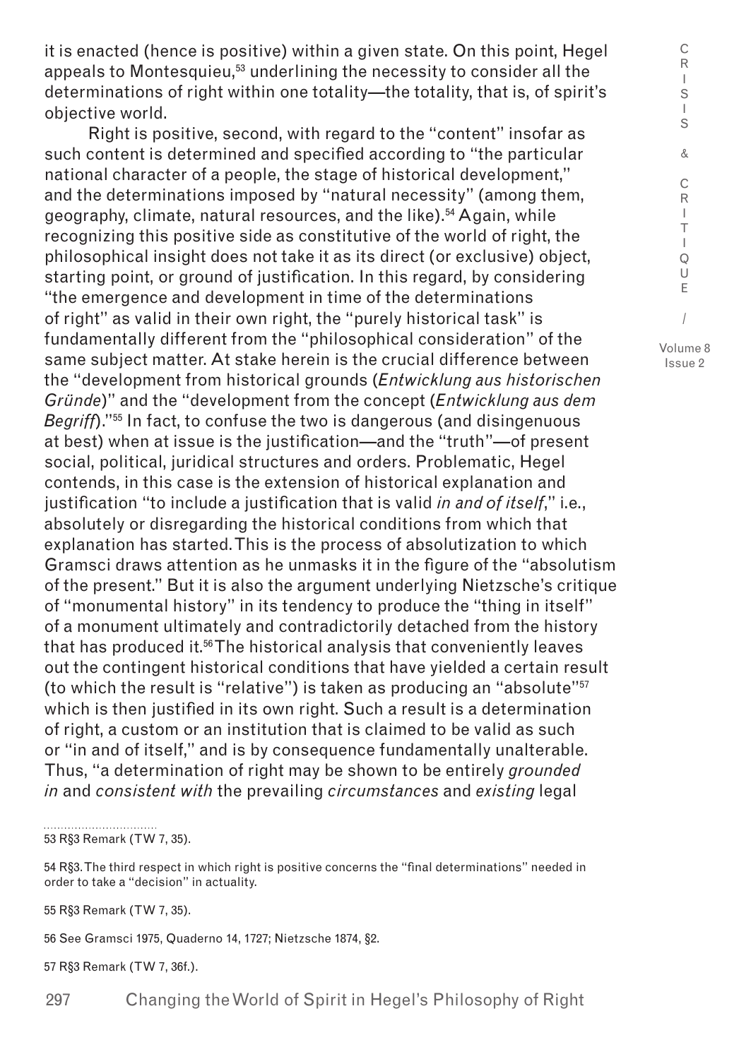it is enacted (hence is positive) within a given state. On this point, Hegel appeals to Montesquieu,[53] underlining the necessity to consider all the determinations of right within one totality—the totality, that is, of spirit's objective world.

Right is positive, second, with regard to the "content" insofar as such content is determined and specified according to "the particular national character of a people, the stage of historical development," and the determinations imposed by "natural necessity" (among them, geography, climate, natural resources, and the like).[54] Again, while recognizing this positive side as constitutive of the world of right, the philosophical insight does not take it as its direct (or exclusive) object, starting point, or ground of justification. In this regard, by considering "the emergence and development in time of the determinations of right" as valid in their own right, the "purely historical task" is fundamentally different from the "philosophical consideration" of the same subject matter. At stake herein is the crucial difference between the "development from historical grounds (*Entwicklung aus historischen Gründe*)" and the "development from the concept (*Entwicklung aus dem Begriff*)."[55] In fact, to confuse the two is dangerous (and disingenuous at best) when at issue is the justification—and the "truth"—of present social, political, juridical structures and orders. Problematic, Hegel contends, in this case is the extension of historical explanation and justification "to include a justification that is valid *in and of itself*," i.e., absolutely or disregarding the historical conditions from which that explanation has started. This is the process of absolutization to which Gramsci draws attention as he unmasks it in the figure of the "absolutism of the present." But it is also the argument underlying Nietzsche's critique of "monumental history" in its tendency to produce the "thing in itself" of a monument ultimately and contradictorily detached from the history that has produced it.[56] The historical analysis that conveniently leaves out the contingent historical conditions that have yielded a certain result (to which the result is "relative") is taken as producing an "absolute"[57] which is then justified in its own right. Such a result is a determination of right, a custom or an institution that is claimed to be valid as such or "in and of itself," and is by consequence fundamentally unalterable. Thus, "a determination of right may be shown to be entirely *grounded in* and *consistent with* the prevailing *circumstances* and *existing* legal

53 R§3 Remark (TW 7, 35).

54 R§3. The third respect in which right is positive concerns the "final determinations" needed in order to take a "decision" in actuality.

55 R§3 Remark (TW 7, 35).

56 See Gramsci 1975, Quaderno 14, 1727; Nietzsche 1874, §2.

57 R§3 Remark (TW 7, 36f.).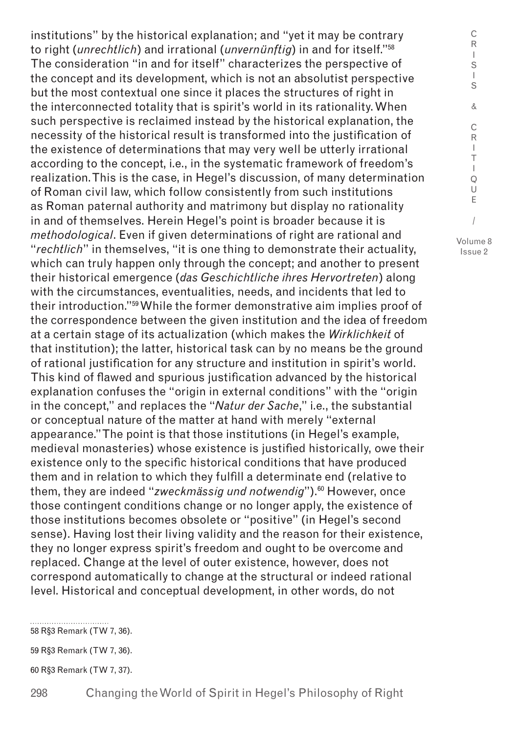institutions" by the historical explanation; and "yet it may be contrary to right (*unrechtlich*) and irrational (*unvernünftig*) in and for itself."[58] The consideration "in and for itself" characterizes the perspective of the concept and its development, which is not an absolutist perspective but the most contextual one since it places the structures of right in the interconnected totality that is spirit's world in its rationality. When such perspective is reclaimed instead by the historical explanation, the necessity of the historical result is transformed into the justification of the existence of determinations that may very well be utterly irrational according to the concept, i.e., in the systematic framework of freedom's realization. This is the case, in Hegel's discussion, of many determination of Roman civil law, which follow consistently from such institutions as Roman paternal authority and matrimony but display no rationality in and of themselves. Herein Hegel's point is broader because it is *methodological*. Even if given determinations of right are rational and "*rechtlich*" in themselves, "it is one thing to demonstrate their actuality, which can truly happen only through the concept; and another to present their historical emergence (*das Geschichtliche ihres Hervortreten*) along with the circumstances, eventualities, needs, and incidents that led to their introduction."[59] While the former demonstrative aim implies proof of the correspondence between the given institution and the idea of freedom at a certain stage of its actualization (which makes the *Wirklichkeit* of that institution); the latter, historical task can by no means be the ground of rational justification for any structure and institution in spirit's world. This kind of flawed and spurious justification advanced by the historical explanation confuses the "origin in external conditions" with the "origin in the concept," and replaces the "*Natur der Sache*," i.e., the substantial or conceptual nature of the matter at hand with merely "external appearance." The point is that those institutions (in Hegel's example, medieval monasteries) whose existence is justified historically, owe their existence only to the specific historical conditions that have produced them and in relation to which they fulfill a determinate end (relative to them, they are indeed "*zweckmässig und notwendig*").[60] However, once those contingent conditions change or no longer apply, the existence of those institutions becomes obsolete or "positive" (in Hegel's second sense). Having lost their living validity and the reason for their existence, they no longer express spirit's freedom and ought to be overcome and replaced. Change at the level of outer existence, however, does not correspond automatically to change at the structural or indeed rational level. Historical and conceptual development, in other words, do not

58 R§3 Remark (TW 7, 36).

59 R§3 Remark (TW 7, 36).

60 R§3 Remark (TW 7, 37).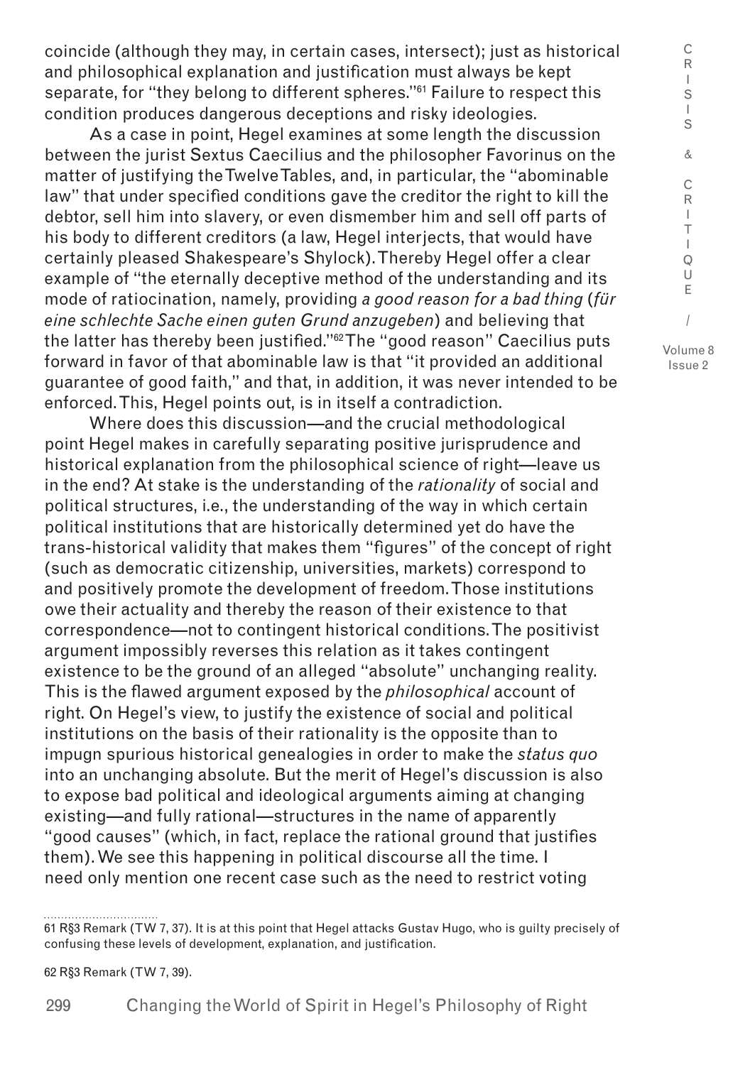coincide (although they may, in certain cases, intersect); just as historical and philosophical explanation and justification must always be kept separate, for "they belong to different spheres."[61] Failure to respect this condition produces dangerous deceptions and risky ideologies.

As a case in point, Hegel examines at some length the discussion between the jurist Sextus Caecilius and the philosopher Favorinus on the matter of justifying the Twelve Tables, and, in particular, the "abominable law" that under specified conditions gave the creditor the right to kill the debtor, sell him into slavery, or even dismember him and sell off parts of his body to different creditors (a law, Hegel interjects, that would have certainly pleased Shakespeare's Shylock). Thereby Hegel offer a clear example of "the eternally deceptive method of the understanding and its mode of ratiocination, namely, providing *a good reason for a bad thing* (*für eine schlechte Sache einen guten Grund anzugeben*) and believing that the latter has thereby been justified."[62] The "good reason" Caecilius puts forward in favor of that abominable law is that "it provided an additional guarantee of good faith," and that, in addition, it was never intended to be enforced. This, Hegel points out, is in itself a contradiction.

Where does this discussion—and the crucial methodological point Hegel makes in carefully separating positive jurisprudence and historical explanation from the philosophical science of right—leave us in the end? At stake is the understanding of the *rationality* of social and political structures, i.e., the understanding of the way in which certain political institutions that are historically determined yet do have the trans-historical validity that makes them "figures" of the concept of right (such as democratic citizenship, universities, markets) correspond to and positively promote the development of freedom. Those institutions owe their actuality and thereby the reason of their existence to that correspondence—not to contingent historical conditions. The positivist argument impossibly reverses this relation as it takes contingent existence to be the ground of an alleged "absolute" unchanging reality. This is the flawed argument exposed by the *philosophical* account of right. On Hegel's view, to justify the existence of social and political institutions on the basis of their rationality is the opposite than to impugn spurious historical genealogies in order to make the *status quo* into an unchanging absolute. But the merit of Hegel's discussion is also to expose bad political and ideological arguments aiming at changing existing—and fully rational—structures in the name of apparently "good causes" (which, in fact, replace the rational ground that justifies them). We see this happening in political discourse all the time. I need only mention one recent case such as the need to restrict voting

---

61 R§3 Remark (TW 7, 37). It is at this point that Hegel attacks Gustav Hugo, who is guilty precisely of confusing these levels of development, explanation, and justification.

62 R§3 Remark (TW 7, 39).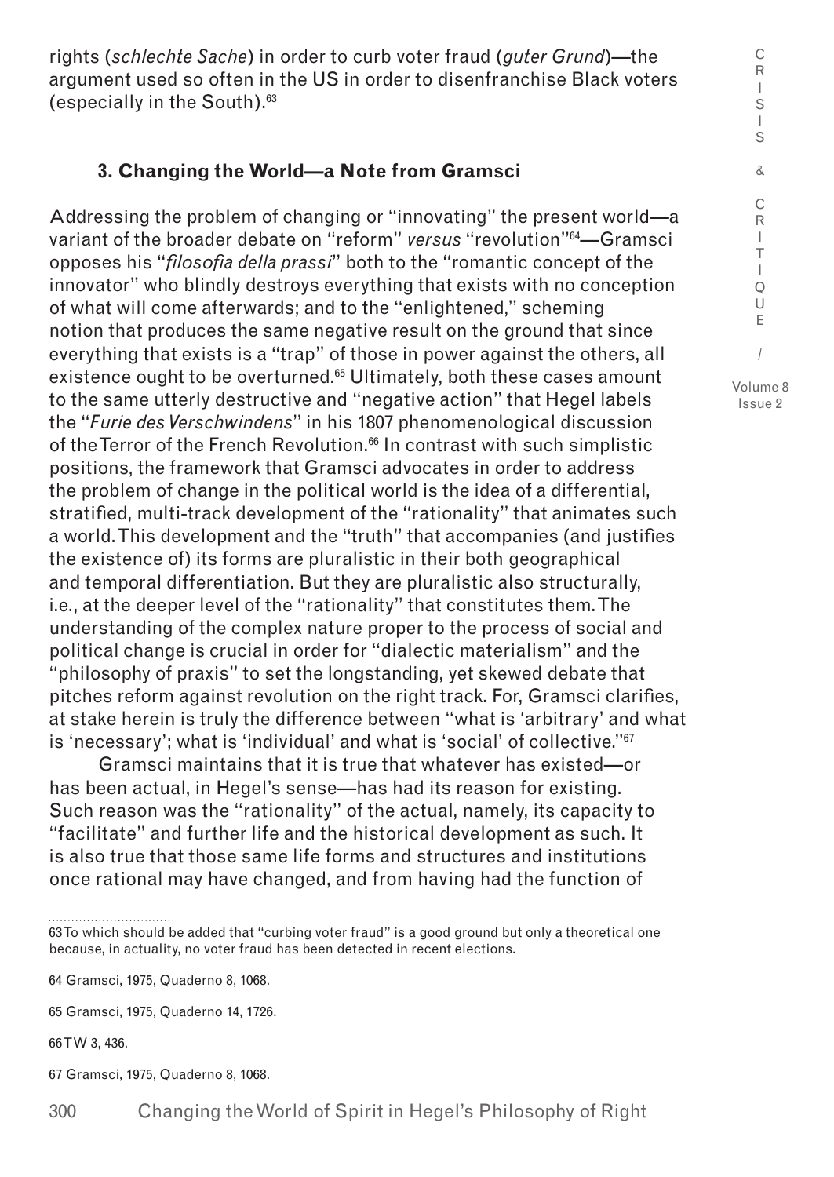rights (*schlechte Sache*) in order to curb voter fraud (*guter Grund*)—the argument used so often in the US in order to disenfranchise Black voters (especially in the South).[63]

### 3. Changing the World—a Note from Gramsci

Addressing the problem of changing or "innovating" the present world—a variant of the broader debate on "reform" *versus* "revolution"[64]—Gramsci opposes his "*filosofia della prassi*" both to the "romantic concept of the innovator" who blindly destroys everything that exists with no conception of what will come afterwards; and to the "enlightened," scheming notion that produces the same negative result on the ground that since everything that exists is a "trap" of those in power against the others, all existence ought to be overturned.[65] Ultimately, both these cases amount to the same utterly destructive and "negative action" that Hegel labels the "*Furie des Verschwindens*" in his 1807 phenomenological discussion of the Terror of the French Revolution.[66] In contrast with such simplistic positions, the framework that Gramsci advocates in order to address the problem of change in the political world is the idea of a differential, stratified, multi-track development of the "rationality" that animates such a world. This development and the "truth" that accompanies (and justifies the existence of) its forms are pluralistic in their both geographical and temporal differentiation. But they are pluralistic also structurally, i.e., at the deeper level of the "rationality" that constitutes them. The understanding of the complex nature proper to the process of social and political change is crucial in order for "dialectic materialism" and the "philosophy of praxis" to set the longstanding, yet skewed debate that pitches reform against revolution on the right track. For, Gramsci clarifies, at stake herein is truly the difference between "what is 'arbitrary' and what is 'necessary'; what is 'individual' and what is 'social' of collective."[67]

Gramsci maintains that it is true that whatever has existed—or has been actual, in Hegel's sense—has had its reason for existing. Such reason was the "rationality" of the actual, namely, its capacity to "facilitate" and further life and the historical development as such. It is also true that those same life forms and structures and institutions once rational may have changed, and from having had the function of

---

63 To which should be added that "curbing voter fraud" is a good ground but only a theoretical one because, in actuality, no voter fraud has been detected in recent elections.

64 Gramsci, 1975, Quaderno 8, 1068.

65 Gramsci, 1975, Quaderno 14, 1726.

66 TW 3, 436.

67 Gramsci, 1975, Quaderno 8, 1068.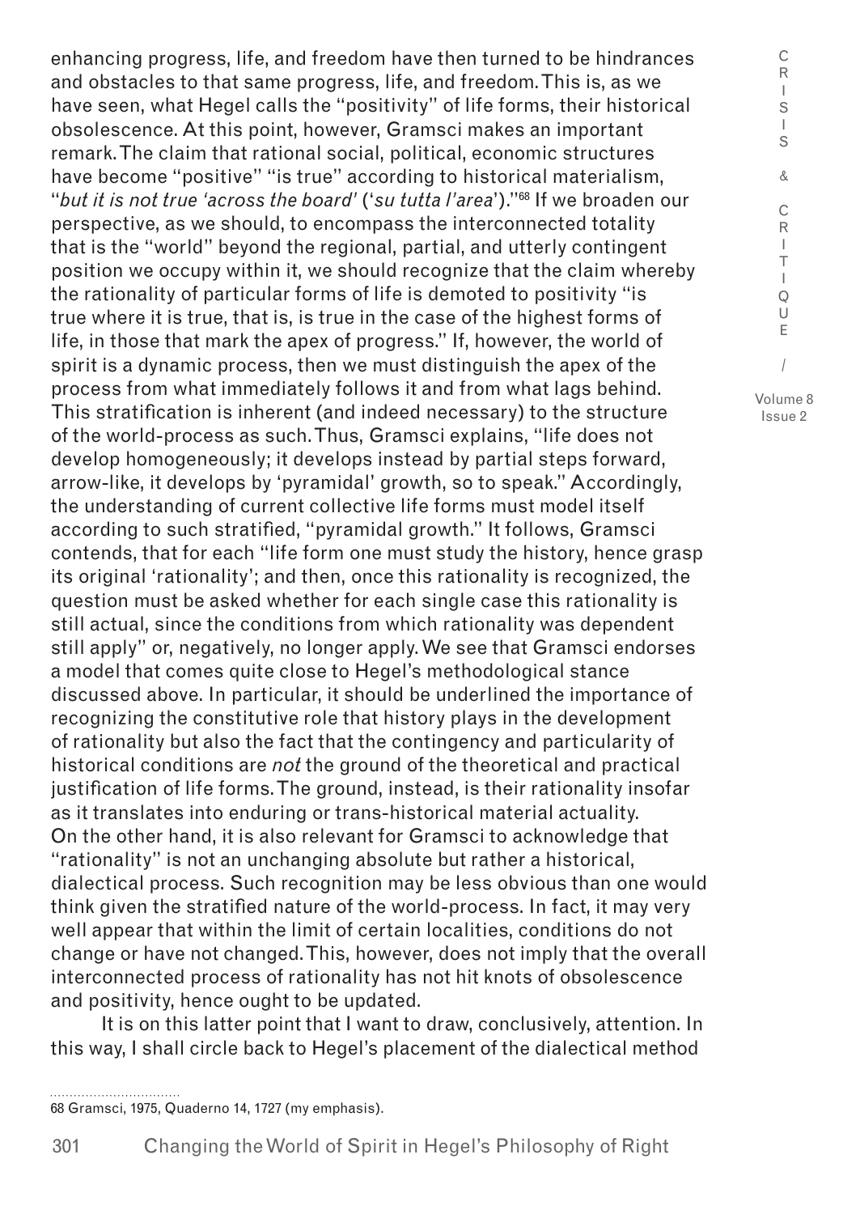enhancing progress, life, and freedom have then turned to be hindrances and obstacles to that same progress, life, and freedom. This is, as we have seen, what Hegel calls the "positivity" of life forms, their historical obsolescence. At this point, however, Gramsci makes an important remark. The claim that rational social, political, economic structures have become "positive" "is true" according to historical materialism, "*but it is not true 'across the board'* ('*su tutta l'area*')."[68] If we broaden our perspective, as we should, to encompass the interconnected totality that is the "world" beyond the regional, partial, and utterly contingent position we occupy within it, we should recognize that the claim whereby the rationality of particular forms of life is demoted to positivity "is true where it is true, that is, is true in the case of the highest forms of life, in those that mark the apex of progress." If, however, the world of spirit is a dynamic process, then we must distinguish the apex of the process from what immediately follows it and from what lags behind. This stratification is inherent (and indeed necessary) to the structure of the world-process as such. Thus, Gramsci explains, "life does not develop homogeneously; it develops instead by partial steps forward, arrow-like, it develops by 'pyramidal' growth, so to speak." Accordingly, the understanding of current collective life forms must model itself according to such stratified, "pyramidal growth." It follows, Gramsci contends, that for each "life form one must study the history, hence grasp its original 'rationality'; and then, once this rationality is recognized, the question must be asked whether for each single case this rationality is still actual, since the conditions from which rationality was dependent still apply" or, negatively, no longer apply. We see that Gramsci endorses a model that comes quite close to Hegel's methodological stance discussed above. In particular, it should be underlined the importance of recognizing the constitutive role that history plays in the development of rationality but also the fact that the contingency and particularity of historical conditions are *not* the ground of the theoretical and practical justification of life forms. The ground, instead, is their rationality insofar as it translates into enduring or trans-historical material actuality. On the other hand, it is also relevant for Gramsci to acknowledge that "rationality" is not an unchanging absolute but rather a historical, dialectical process. Such recognition may be less obvious than one would think given the stratified nature of the world-process. In fact, it may very well appear that within the limit of certain localities, conditions do not change or have not changed. This, however, does not imply that the overall interconnected process of rationality has not hit knots of obsolescence and positivity, hence ought to be updated.

It is on this latter point that I want to draw, conclusively, attention. In this way, I shall circle back to Hegel's placement of the dialectical method

68 Gramsci, 1975, Quaderno 14, 1727 (my emphasis).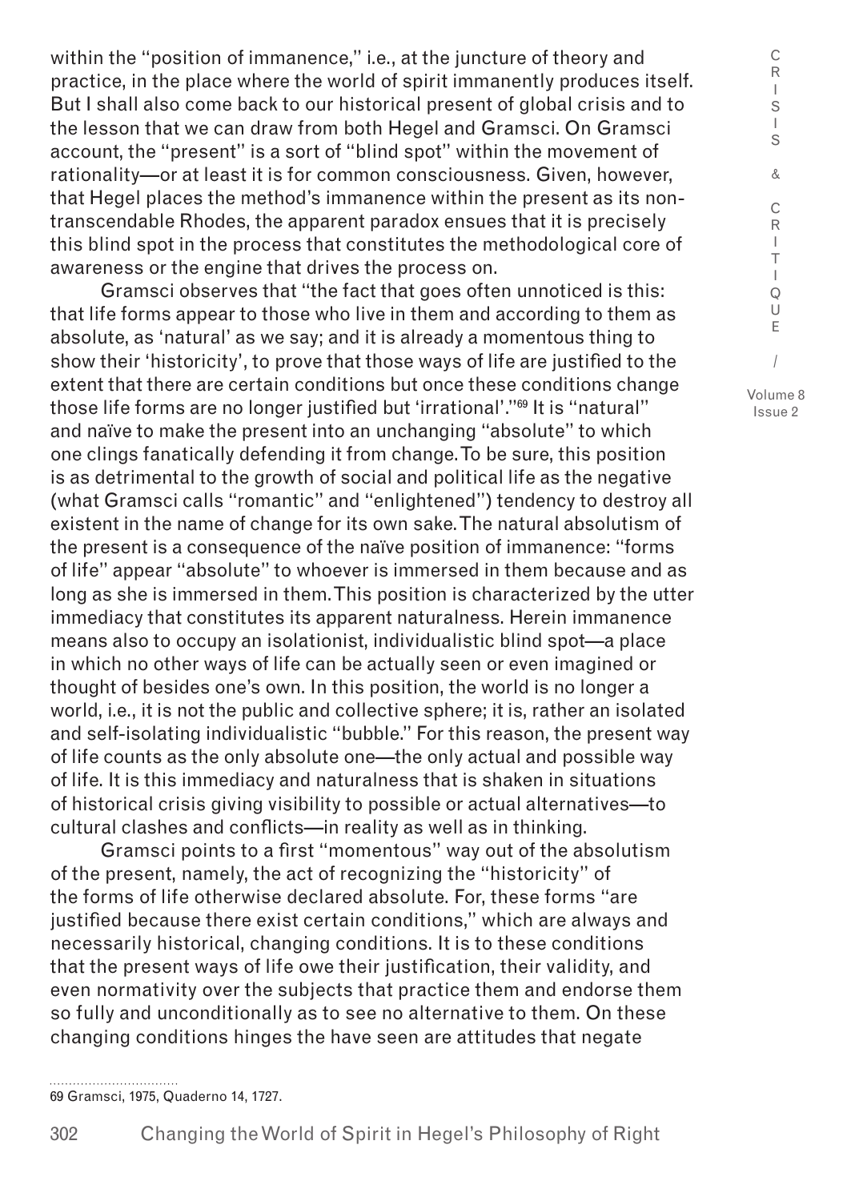within the "position of immanence," i.e., at the juncture of theory and practice, in the place where the world of spirit immanently produces itself. But I shall also come back to our historical present of global crisis and to the lesson that we can draw from both Hegel and Gramsci. On Gramsci account, the "present" is a sort of "blind spot" within the movement of rationality—or at least it is for common consciousness. Given, however, that Hegel places the method's immanence within the present as its non-transcendable Rhodes, the apparent paradox ensues that it is precisely this blind spot in the process that constitutes the methodological core of awareness or the engine that drives the process on.

Gramsci observes that "the fact that goes often unnoticed is this: that life forms appear to those who live in them and according to them as absolute, as 'natural' as we say; and it is already a momentous thing to show their 'historicity', to prove that those ways of life are justified to the extent that there are certain conditions but once these conditions change those life forms are no longer justified but 'irrational'."[69] It is "natural" and naïve to make the present into an unchanging "absolute" to which one clings fanatically defending it from change. To be sure, this position is as detrimental to the growth of social and political life as the negative (what Gramsci calls "romantic" and "enlightened") tendency to destroy all existent in the name of change for its own sake. The natural absolutism of the present is a consequence of the naïve position of immanence: "forms of life" appear "absolute" to whoever is immersed in them because and as long as she is immersed in them. This position is characterized by the utter immediacy that constitutes its apparent naturalness. Herein immanence means also to occupy an isolationist, individualistic blind spot—a place in which no other ways of life can be actually seen or even imagined or thought of besides one's own. In this position, the world is no longer a world, i.e., it is not the public and collective sphere; it is, rather an isolated and self-isolating individualistic "bubble." For this reason, the present way of life counts as the only absolute one—the only actual and possible way of life. It is this immediacy and naturalness that is shaken in situations of historical crisis giving visibility to possible or actual alternatives—to cultural clashes and conflicts—in reality as well as in thinking.

Gramsci points to a first "momentous" way out of the absolutism of the present, namely, the act of recognizing the "historicity" of the forms of life otherwise declared absolute. For, these forms "are justified because there exist certain conditions," which are always and necessarily historical, changing conditions. It is to these conditions that the present ways of life owe their justification, their validity, and even normativity over the subjects that practice them and endorse them so fully and unconditionally as to see no alternative to them. On these changing conditions hinges the have seen are attitudes that negate

69 Gramsci, 1975, Quaderno 14, 1727.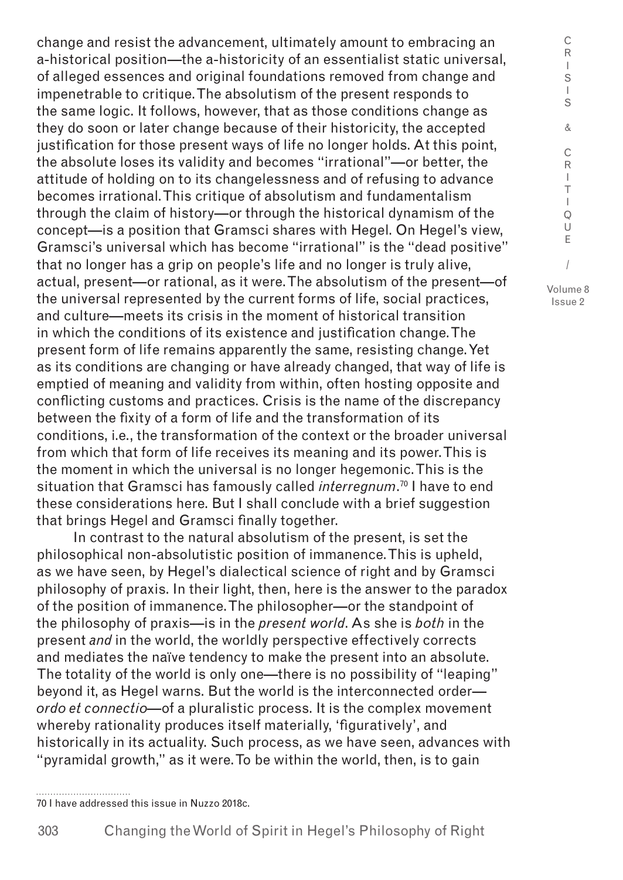change and resist the advancement, ultimately amount to embracing an a-historical position—the a-historicity of an essentialist static universal, of alleged essences and original foundations removed from change and impenetrable to critique. The absolutism of the present responds to the same logic. It follows, however, that as those conditions change as they do soon or later change because of their historicity, the accepted justification for those present ways of life no longer holds. At this point, the absolute loses its validity and becomes "irrational"—or better, the attitude of holding on to its changelessness and of refusing to advance becomes irrational. This critique of absolutism and fundamentalism through the claim of history—or through the historical dynamism of the concept—is a position that Gramsci shares with Hegel. On Hegel's view, Gramsci's universal which has become "irrational" is the "dead positive" that no longer has a grip on people's life and no longer is truly alive, actual, present—or rational, as it were. The absolutism of the present—of the universal represented by the current forms of life, social practices, and culture—meets its crisis in the moment of historical transition in which the conditions of its existence and justification change. The present form of life remains apparently the same, resisting change. Yet as its conditions are changing or have already changed, that way of life is emptied of meaning and validity from within, often hosting opposite and conflicting customs and practices. Crisis is the name of the discrepancy between the fixity of a form of life and the transformation of its conditions, i.e., the transformation of the context or the broader universal from which that form of life receives its meaning and its power. This is the moment in which the universal is no longer hegemonic. This is the situation that Gramsci has famously called *interregnum*.[70] I have to end these considerations here. But I shall conclude with a brief suggestion that brings Hegel and Gramsci finally together.

In contrast to the natural absolutism of the present, is set the philosophical non-absolutistic position of immanence. This is upheld, as we have seen, by Hegel's dialectical science of right and by Gramsci philosophy of praxis. In their light, then, here is the answer to the paradox of the position of immanence. The philosopher—or the standpoint of the philosophy of praxis—is in the *present world*. As she is *both* in the present *and* in the world, the worldly perspective effectively corrects and mediates the naïve tendency to make the present into an absolute. The totality of the world is only one—there is no possibility of "leaping" beyond it, as Hegel warns. But the world is the interconnected order—*ordo et connectio*—of a pluralistic process. It is the complex movement whereby rationality produces itself materially, 'figuratively', and historically in its actuality. Such process, as we have seen, advances with "pyramidal growth," as it were. To be within the world, then, is to gain

70 I have addressed this issue in Nuzzo 2018c.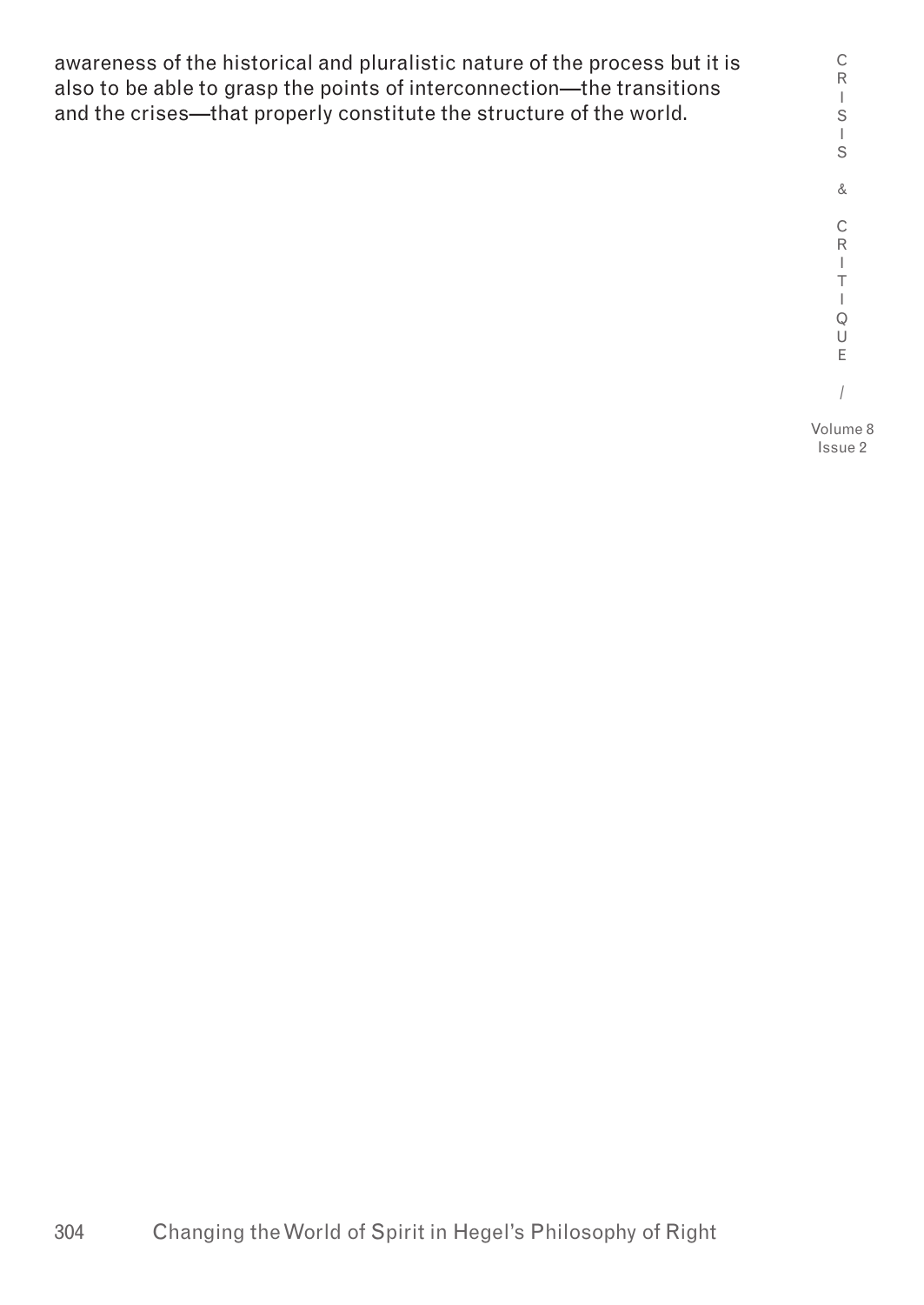awareness of the historical and pluralistic nature of the process but it is also to be able to grasp the points of interconnection—the transitions and the crises—that properly constitute the structure of the world.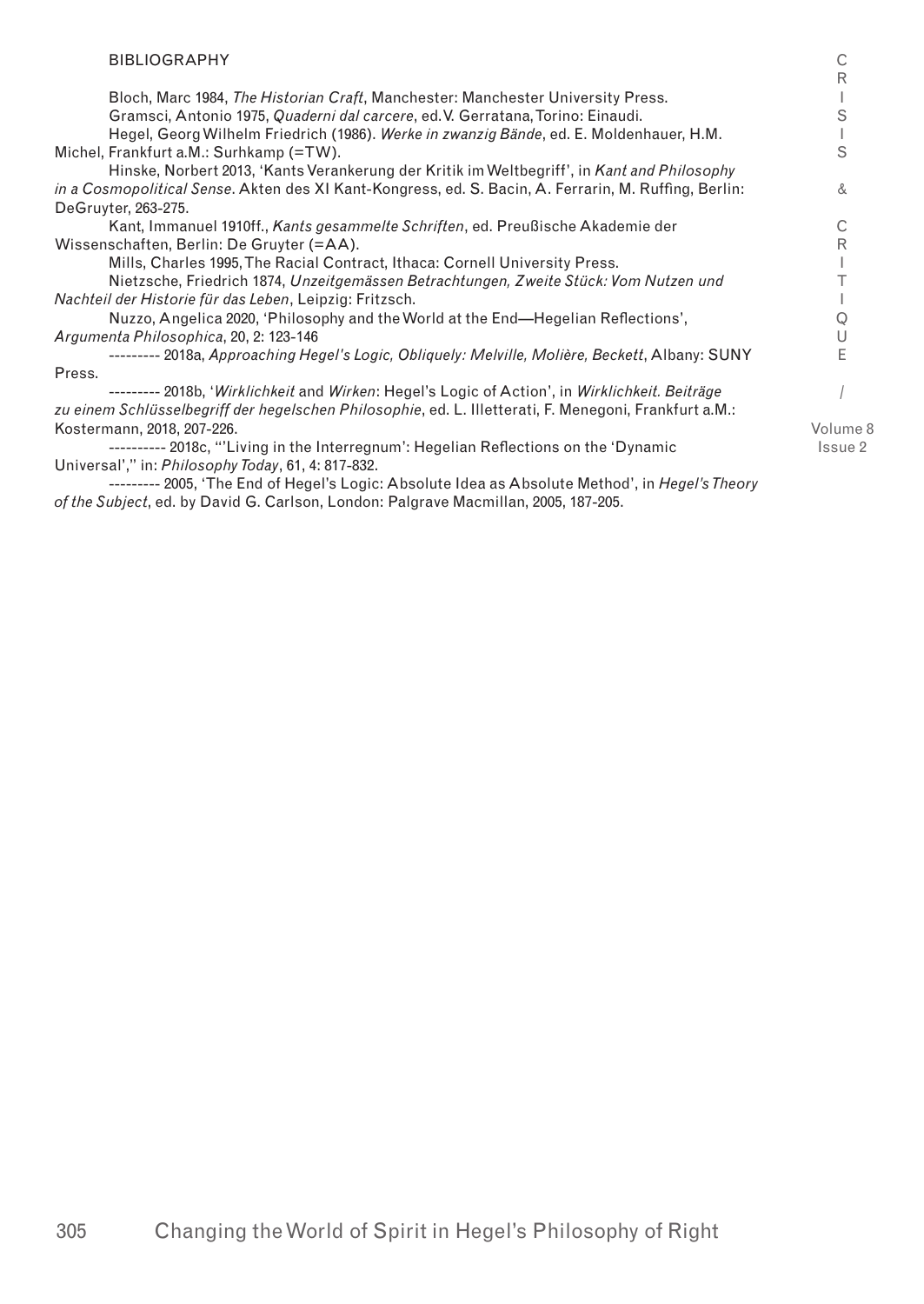BIBLIOGRAPHY

Bloch, Marc 1984, *The Historian Craft*, Manchester: Manchester University Press.

Gramsci, Antonio 1975, *Quaderni dal carcere*, ed. V. Gerratana, Torino: Einaudi.

Hegel, Georg Wilhelm Friedrich (1986). *Werke in zwanzig Bände*, ed. E. Moldenhauer, H.M. Michel, Frankfurt a.M.: Surhkamp (=TW).

Hinske, Norbert 2013, 'Kants Verankerung der Kritik im Weltbegriff', in *Kant and Philosophy in a Cosmopolitical Sense*. Akten des XI Kant-Kongress, ed. S. Bacin, A. Ferrarin, M. Ruffing, Berlin: DeGruyter, 263-275.

Kant, Immanuel 1910ff., *Kants gesammelte Schriften*, ed. Preußische Akademie der Wissenschaften, Berlin: De Gruyter (=AA).

Mills, Charles 1995, The Racial Contract, Ithaca: Cornell University Press.

Nietzsche, Friedrich 1874, *Unzeitgemässen Betrachtungen, Zweite Stück: Vom Nutzen und Nachteil der Historie für das Leben*, Leipzig: Fritzsch.

Nuzzo, Angelica 2020, 'Philosophy and the World at the End—Hegelian Reflections', *Argumenta Philosophica*, 20, 2: 123-146

--------- 2018a, *Approaching Hegel's Logic, Obliquely: Melville, Molière, Beckett*, Albany: SUNY Press.

--------- 2018b, '*Wirklichkeit* and *Wirken*: Hegel's Logic of Action', in *Wirklichkeit. Beiträge zu einem Schlüsselbegriff der hegelschen Philosophie*, ed. L. Illetterati, F. Menegoni, Frankfurt a.M.: Kostermann, 2018, 207-226.

---------- 2018c, "'Living in the Interregnum': Hegelian Reflections on the 'Dynamic Universal'," in: *Philosophy Today*, 61, 4: 817-832.

--------- 2005, 'The End of Hegel's Logic: Absolute Idea as Absolute Method', in *Hegel's Theory of the Subject*, ed. by David G. Carlson, London: Palgrave Macmillan, 2005, 187-205.